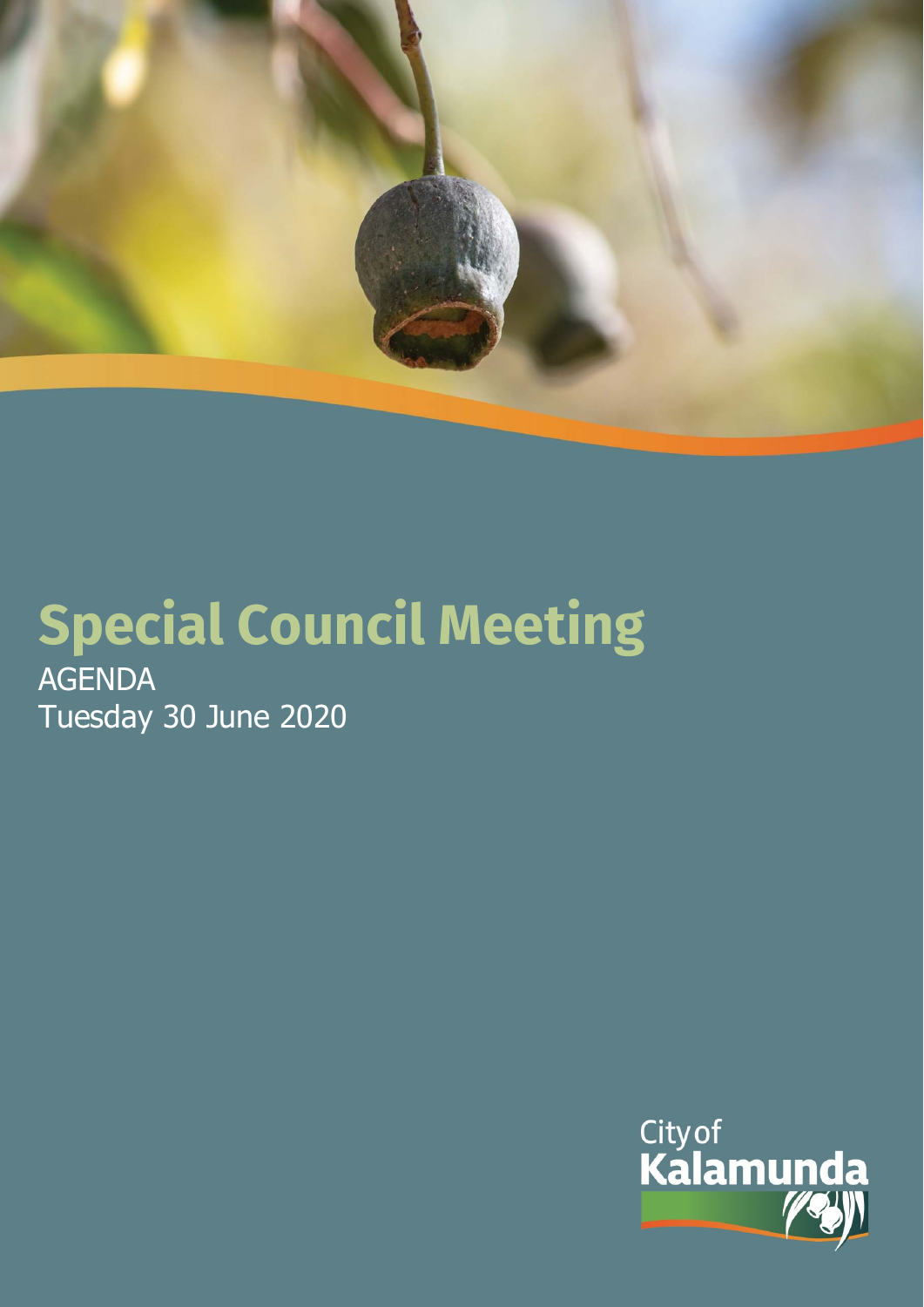# Special Council Meeting

AGENDA

Tuesday 30 June 2020

City of Kalamunda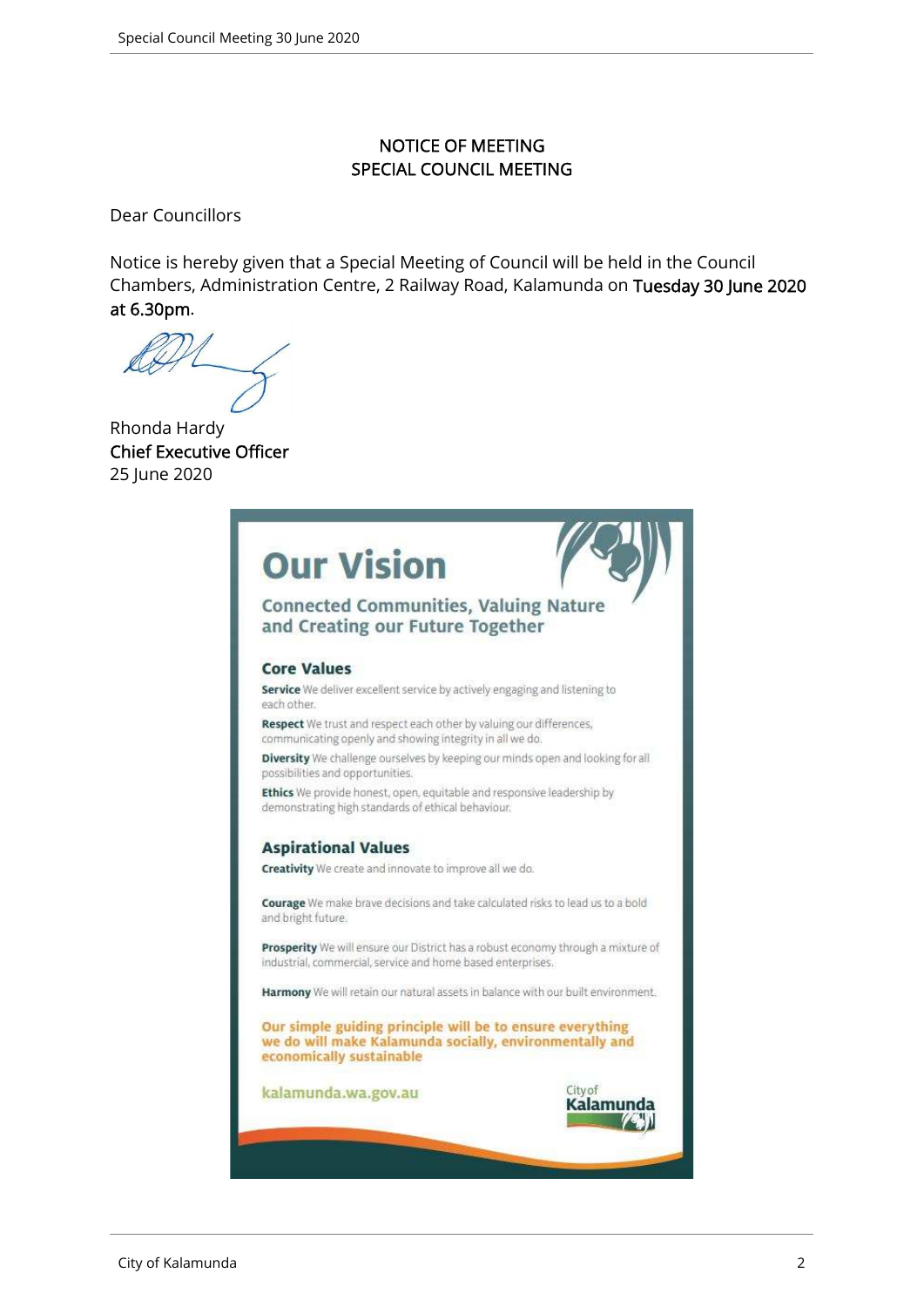# NOTICE OF MEETING
# SPECIAL COUNCIL MEETING

Dear Councillors

Notice is hereby given that a Special Meeting of Council will be held in the Council Chambers, Administration Centre, 2 Railway Road, Kalamunda on **Tuesday 30 June 2020 at 6.30pm**.

Rhonda Hardy
**Chief Executive Officer**
25 June 2020

## Our Vision

### Connected Communities, Valuing Nature and Creating our Future Together

### Core Values

**Service** We deliver excellent service by actively engaging and listening to each other.

**Respect** We trust and respect each other by valuing our differences, communicating openly and showing integrity in all we do.

**Diversity** We challenge ourselves by keeping our minds open and looking for all possibilities and opportunities.

**Ethics** We provide honest, open, equitable and responsive leadership by demonstrating high standards of ethical behaviour.

### Aspirational Values

**Creativity** We create and innovate to improve all we do.

**Courage** We make brave decisions and take calculated risks to lead us to a bold and bright future.

**Prosperity** We will ensure our District has a robust economy through a mixture of industrial, commercial, service and home based enterprises.

**Harmony** We will retain our natural assets in balance with our built environment.

**Our simple guiding principle will be to ensure everything we do will make Kalamunda socially, environmentally and economically sustainable**

kalamunda.wa.gov.au

City of Kalamunda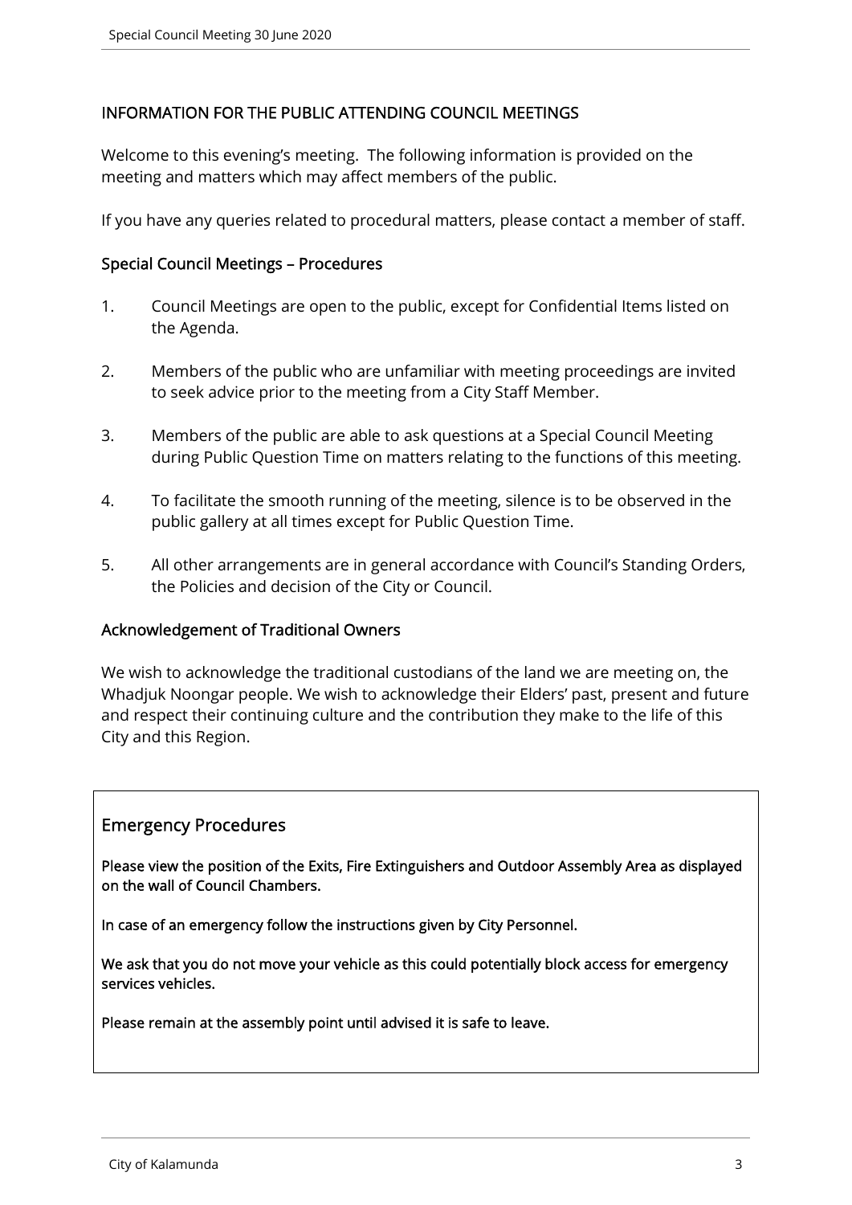## INFORMATION FOR THE PUBLIC ATTENDING COUNCIL MEETINGS

Welcome to this evening's meeting. The following information is provided on the meeting and matters which may affect members of the public.

If you have any queries related to procedural matters, please contact a member of staff.

### Special Council Meetings – Procedures

1. Council Meetings are open to the public, except for Confidential Items listed on the Agenda.
2. Members of the public who are unfamiliar with meeting proceedings are invited to seek advice prior to the meeting from a City Staff Member.
3. Members of the public are able to ask questions at a Special Council Meeting during Public Question Time on matters relating to the functions of this meeting.
4. To facilitate the smooth running of the meeting, silence is to be observed in the public gallery at all times except for Public Question Time.
5. All other arrangements are in general accordance with Council's Standing Orders, the Policies and decision of the City or Council.

### Acknowledgement of Traditional Owners

We wish to acknowledge the traditional custodians of the land we are meeting on, the Whadjuk Noongar people. We wish to acknowledge their Elders' past, present and future and respect their continuing culture and the contribution they make to the life of this City and this Region.

### Emergency Procedures

**Please view the position of the Exits, Fire Extinguishers and Outdoor Assembly Area as displayed on the wall of Council Chambers.**

**In case of an emergency follow the instructions given by City Personnel.**

**We ask that you do not move your vehicle as this could potentially block access for emergency services vehicles.**

**Please remain at the assembly point until advised it is safe to leave.**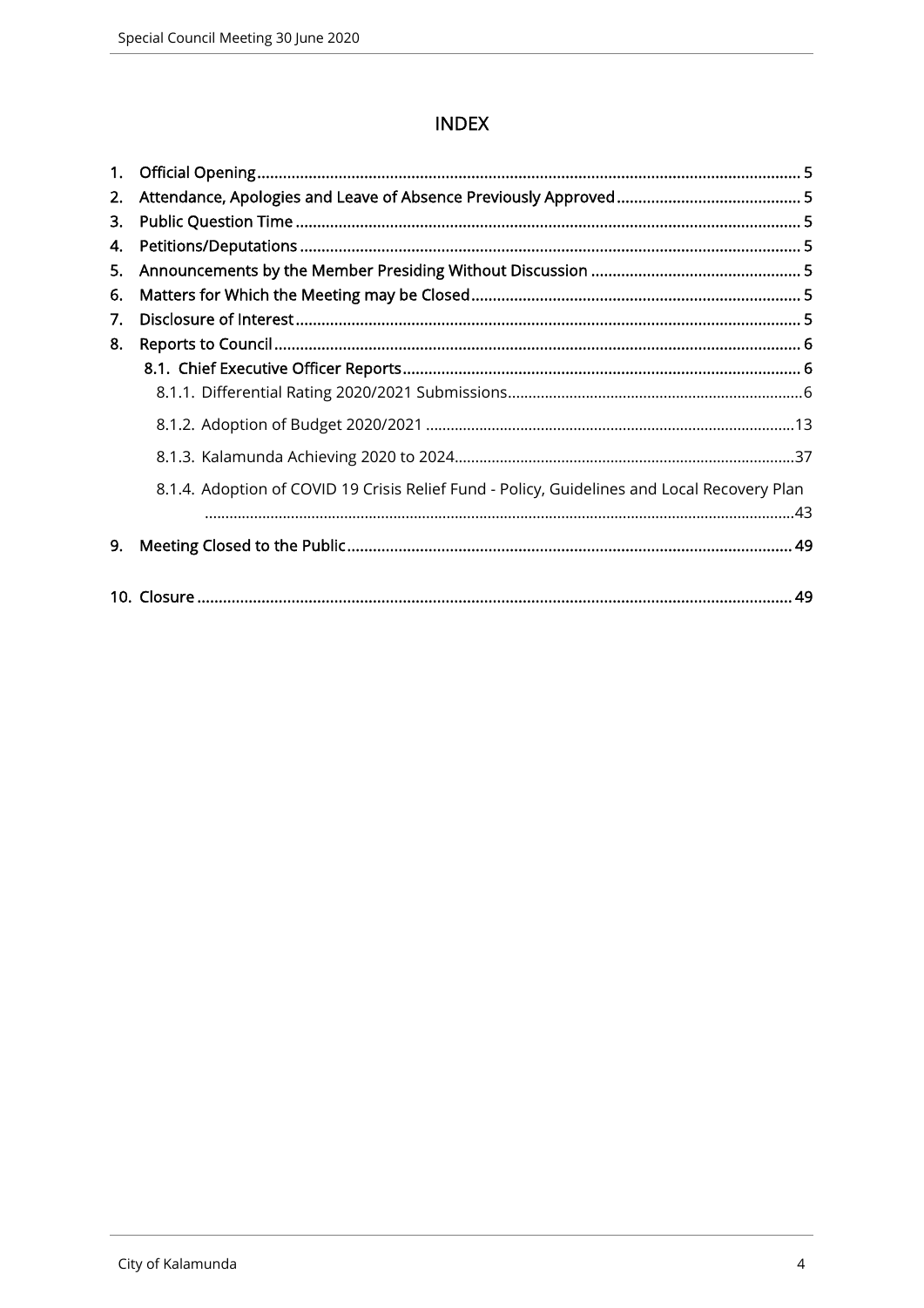# INDEX

1. Official Opening ........................................................ 5
2. Attendance, Apologies and Leave of Absence Previously Approved ........................................................ 5
3. Public Question Time ........................................................ 5
4. Petitions/Deputations ........................................................ 5
5. Announcements by the Member Presiding Without Discussion ........................................................ 5
6. Matters for Which the Meeting may be Closed ........................................................ 5
7. Disclosure of Interest ........................................................ 5
8. Reports to Council ........................................................ 6
   - 8.1. Chief Executive Officer Reports ........................................................ 6
     - 8.1.1. Differential Rating 2020/2021 Submissions ........................................................ 6
     - 8.1.2. Adoption of Budget 2020/2021 ........................................................ 13
     - 8.1.3. Kalamunda Achieving 2020 to 2024 ........................................................ 37
     - 8.1.4. Adoption of COVID 19 Crisis Relief Fund - Policy, Guidelines and Local Recovery Plan ........................................................ 43
9. Meeting Closed to the Public ........................................................ 49
10. Closure ........................................................ 49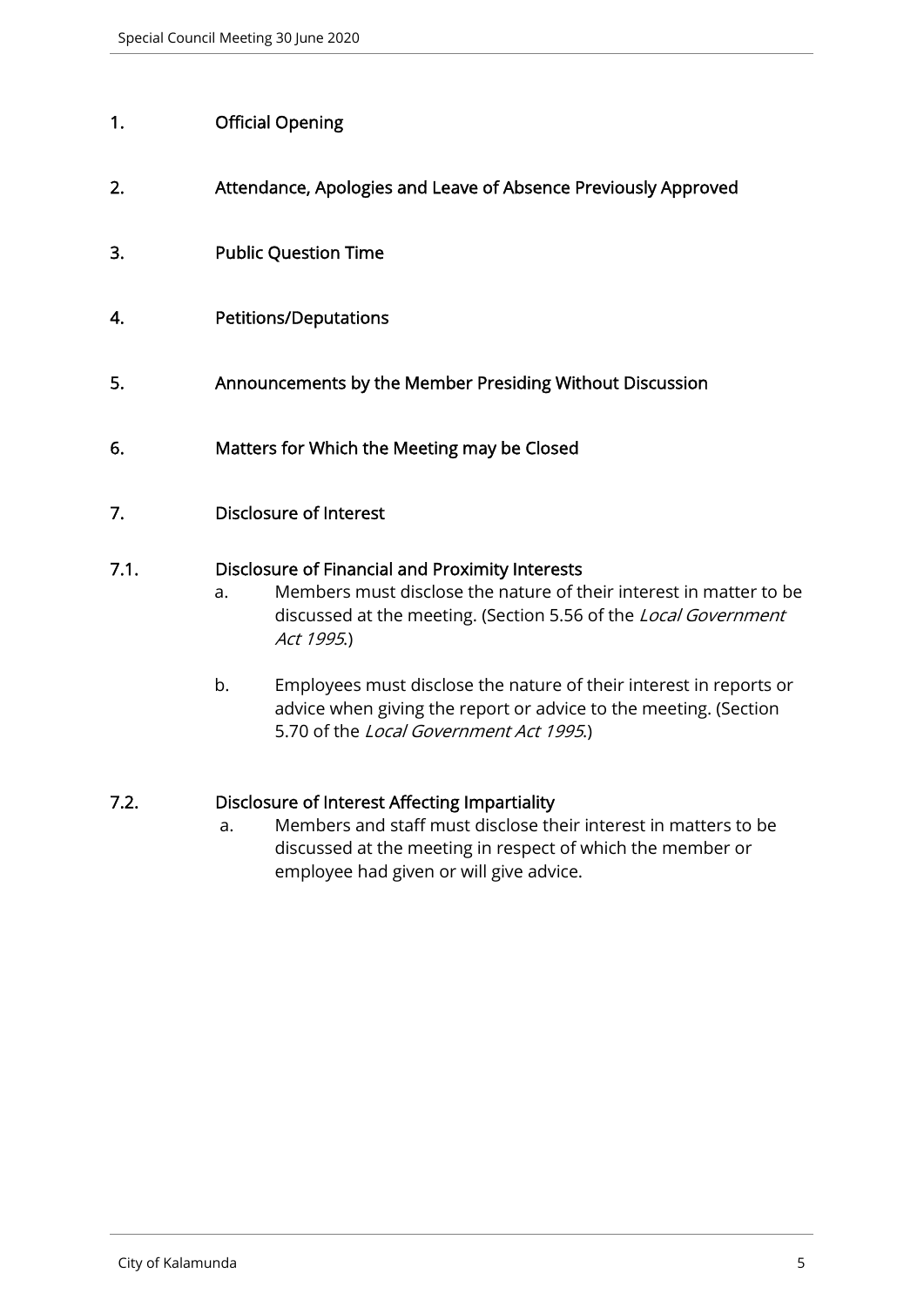## 1. Official Opening

## 2. Attendance, Apologies and Leave of Absence Previously Approved

## 3. Public Question Time

## 4. Petitions/Deputations

## 5. Announcements by the Member Presiding Without Discussion

## 6. Matters for Which the Meeting may be Closed

## 7. Disclosure of Interest

### 7.1. Disclosure of Financial and Proximity Interests

a. Members must disclose the nature of their interest in matter to be discussed at the meeting. (Section 5.56 of the *Local Government Act 1995*.)

b. Employees must disclose the nature of their interest in reports or advice when giving the report or advice to the meeting. (Section 5.70 of the *Local Government Act 1995*.)

### 7.2. Disclosure of Interest Affecting Impartiality

a. Members and staff must disclose their interest in matters to be discussed at the meeting in respect of which the member or employee had given or will give advice.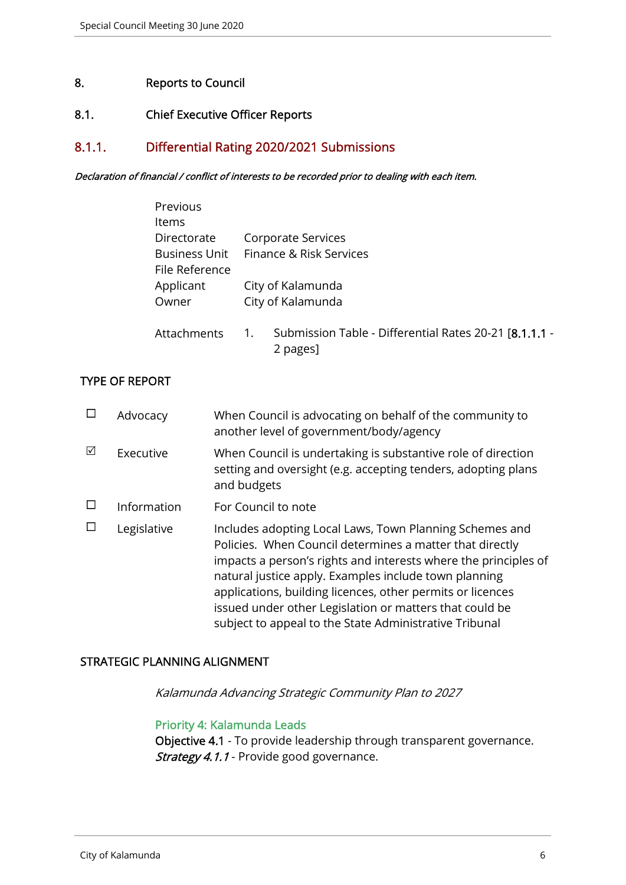# 8. Reports to Council

## 8.1. Chief Executive Officer Reports

### 8.1.1. Differential Rating 2020/2021 Submissions

*Declaration of financial / conflict of interests to be recorded prior to dealing with each item.*

| | |
|---|---|
| Previous Items | |
| Directorate | Corporate Services |
| Business Unit | Finance & Risk Services |
| File Reference | |
| Applicant | City of Kalamunda |
| Owner | City of Kalamunda |
| Attachments | 1. Submission Table - Differential Rates 20-21 [8.1.1.1 - 2 pages] |

**TYPE OF REPORT**

| | | |
|---|---|---|
| ☐ | Advocacy | When Council is advocating on behalf of the community to another level of government/body/agency |
| ☑ | Executive | When Council is undertaking is substantive role of direction setting and oversight (e.g. accepting tenders, adopting plans and budgets |
| ☐ | Information | For Council to note |
| ☐ | Legislative | Includes adopting Local Laws, Town Planning Schemes and Policies. When Council determines a matter that directly impacts a person's rights and interests where the principles of natural justice apply. Examples include town planning applications, building licences, other permits or licences issued under other Legislation or matters that could be subject to appeal to the State Administrative Tribunal |

**STRATEGIC PLANNING ALIGNMENT**

*Kalamunda Advancing Strategic Community Plan to 2027*

Priority 4: Kalamunda Leads
**Objective 4.1** - To provide leadership through transparent governance.
***Strategy 4.1.1*** - Provide good governance.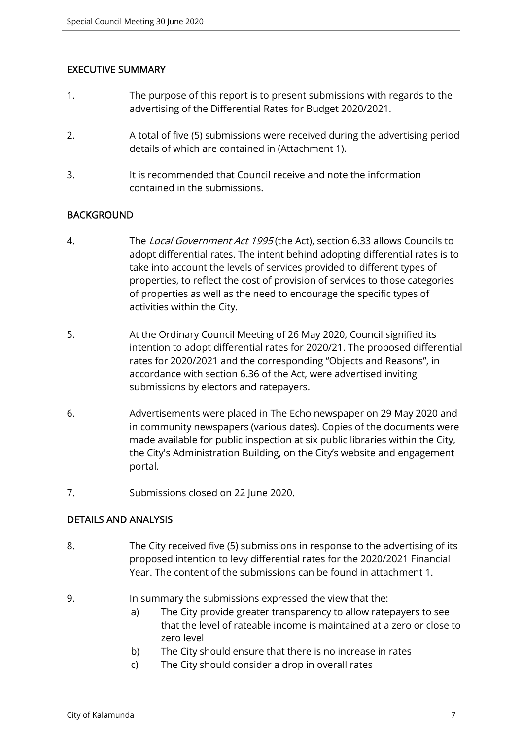## EXECUTIVE SUMMARY

1. The purpose of this report is to present submissions with regards to the advertising of the Differential Rates for Budget 2020/2021.

2. A total of five (5) submissions were received during the advertising period details of which are contained in (Attachment 1).

3. It is recommended that Council receive and note the information contained in the submissions.

## BACKGROUND

4. The *Local Government Act 1995* (the Act), section 6.33 allows Councils to adopt differential rates. The intent behind adopting differential rates is to take into account the levels of services provided to different types of properties, to reflect the cost of provision of services to those categories of properties as well as the need to encourage the specific types of activities within the City.

5. At the Ordinary Council Meeting of 26 May 2020, Council signified its intention to adopt differential rates for 2020/21. The proposed differential rates for 2020/2021 and the corresponding "Objects and Reasons", in accordance with section 6.36 of the Act, were advertised inviting submissions by electors and ratepayers.

6. Advertisements were placed in The Echo newspaper on 29 May 2020 and in community newspapers (various dates). Copies of the documents were made available for public inspection at six public libraries within the City, the City's Administration Building, on the City's website and engagement portal.

7. Submissions closed on 22 June 2020.

## DETAILS AND ANALYSIS

8. The City received five (5) submissions in response to the advertising of its proposed intention to levy differential rates for the 2020/2021 Financial Year. The content of the submissions can be found in attachment 1.

9. In summary the submissions expressed the view that the:
   a) The City provide greater transparency to allow ratepayers to see that the level of rateable income is maintained at a zero or close to zero level
   b) The City should ensure that there is no increase in rates
   c) The City should consider a drop in overall rates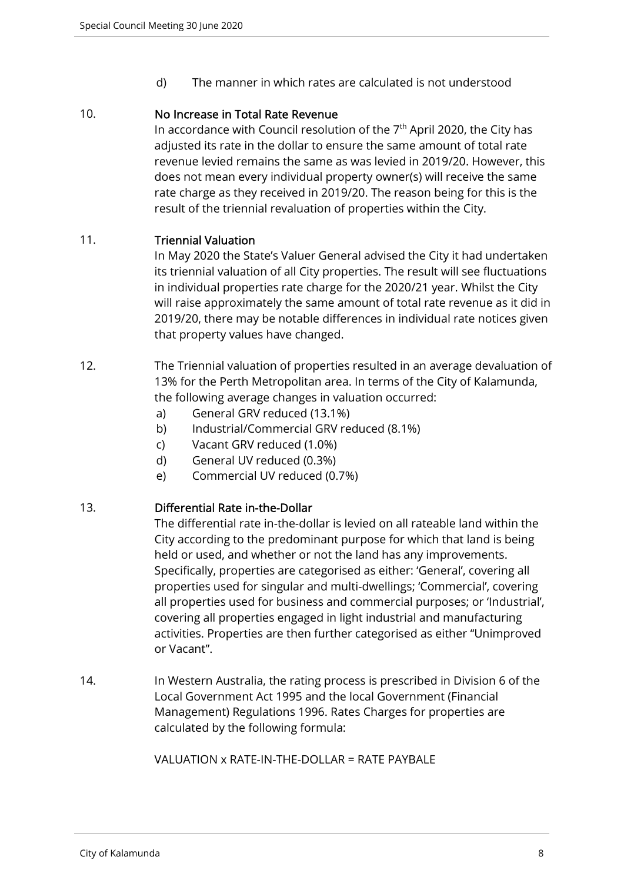d) The manner in which rates are calculated is not understood

10. **No Increase in Total Rate Revenue**

In accordance with Council resolution of the 7th April 2020, the City has adjusted its rate in the dollar to ensure the same amount of total rate revenue levied remains the same as was levied in 2019/20. However, this does not mean every individual property owner(s) will receive the same rate charge as they received in 2019/20. The reason being for this is the result of the triennial revaluation of properties within the City.

11. **Triennial Valuation**

In May 2020 the State's Valuer General advised the City it had undertaken its triennial valuation of all City properties. The result will see fluctuations in individual properties rate charge for the 2020/21 year. Whilst the City will raise approximately the same amount of total rate revenue as it did in 2019/20, there may be notable differences in individual rate notices given that property values have changed.

12. The Triennial valuation of properties resulted in an average devaluation of 13% for the Perth Metropolitan area. In terms of the City of Kalamunda, the following average changes in valuation occurred:

a) General GRV reduced (13.1%)
b) Industrial/Commercial GRV reduced (8.1%)
c) Vacant GRV reduced (1.0%)
d) General UV reduced (0.3%)
e) Commercial UV reduced (0.7%)

13. **Differential Rate in-the-Dollar**

The differential rate in-the-dollar is levied on all rateable land within the City according to the predominant purpose for which that land is being held or used, and whether or not the land has any improvements. Specifically, properties are categorised as either: 'General', covering all properties used for singular and multi-dwellings; 'Commercial', covering all properties used for business and commercial purposes; or 'Industrial', covering all properties engaged in light industrial and manufacturing activities. Properties are then further categorised as either "Unimproved or Vacant".

14. In Western Australia, the rating process is prescribed in Division 6 of the Local Government Act 1995 and the local Government (Financial Management) Regulations 1996. Rates Charges for properties are calculated by the following formula:

VALUATION x RATE-IN-THE-DOLLAR = RATE PAYBALE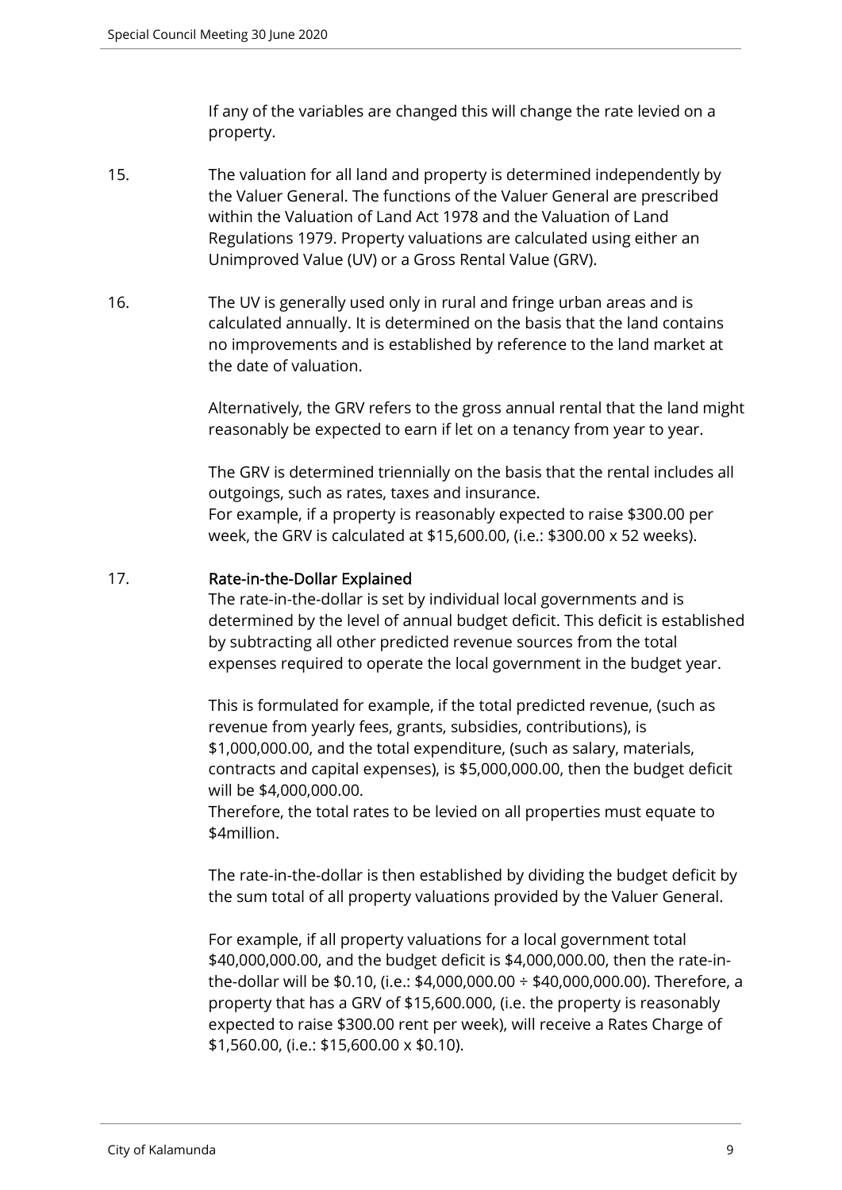If any of the variables are changed this will change the rate levied on a property.

15. The valuation for all land and property is determined independently by the Valuer General. The functions of the Valuer General are prescribed within the Valuation of Land Act 1978 and the Valuation of Land Regulations 1979. Property valuations are calculated using either an Unimproved Value (UV) or a Gross Rental Value (GRV).

16. The UV is generally used only in rural and fringe urban areas and is calculated annually. It is determined on the basis that the land contains no improvements and is established by reference to the land market at the date of valuation.

    Alternatively, the GRV refers to the gross annual rental that the land might reasonably be expected to earn if let on a tenancy from year to year.

    The GRV is determined triennially on the basis that the rental includes all outgoings, such as rates, taxes and insurance.
    For example, if a property is reasonably expected to raise $300.00 per week, the GRV is calculated at $15,600.00, (i.e.: $300.00 x 52 weeks).

17. **Rate-in-the-Dollar Explained**
    The rate-in-the-dollar is set by individual local governments and is determined by the level of annual budget deficit. This deficit is established by subtracting all other predicted revenue sources from the total expenses required to operate the local government in the budget year.

    This is formulated for example, if the total predicted revenue, (such as revenue from yearly fees, grants, subsidies, contributions), is $1,000,000.00, and the total expenditure, (such as salary, materials, contracts and capital expenses), is $5,000,000.00, then the budget deficit will be $4,000,000.00.
    Therefore, the total rates to be levied on all properties must equate to $4million.

    The rate-in-the-dollar is then established by dividing the budget deficit by the sum total of all property valuations provided by the Valuer General.

    For example, if all property valuations for a local government total $40,000,000.00, and the budget deficit is $4,000,000.00, then the rate-in-the-dollar will be $0.10, (i.e.: $4,000,000.00 ÷ $40,000,000.00). Therefore, a property that has a GRV of $15,600.000, (i.e. the property is reasonably expected to raise $300.00 rent per week), will receive a Rates Charge of $1,560.00, (i.e.: $15,600.00 x $0.10).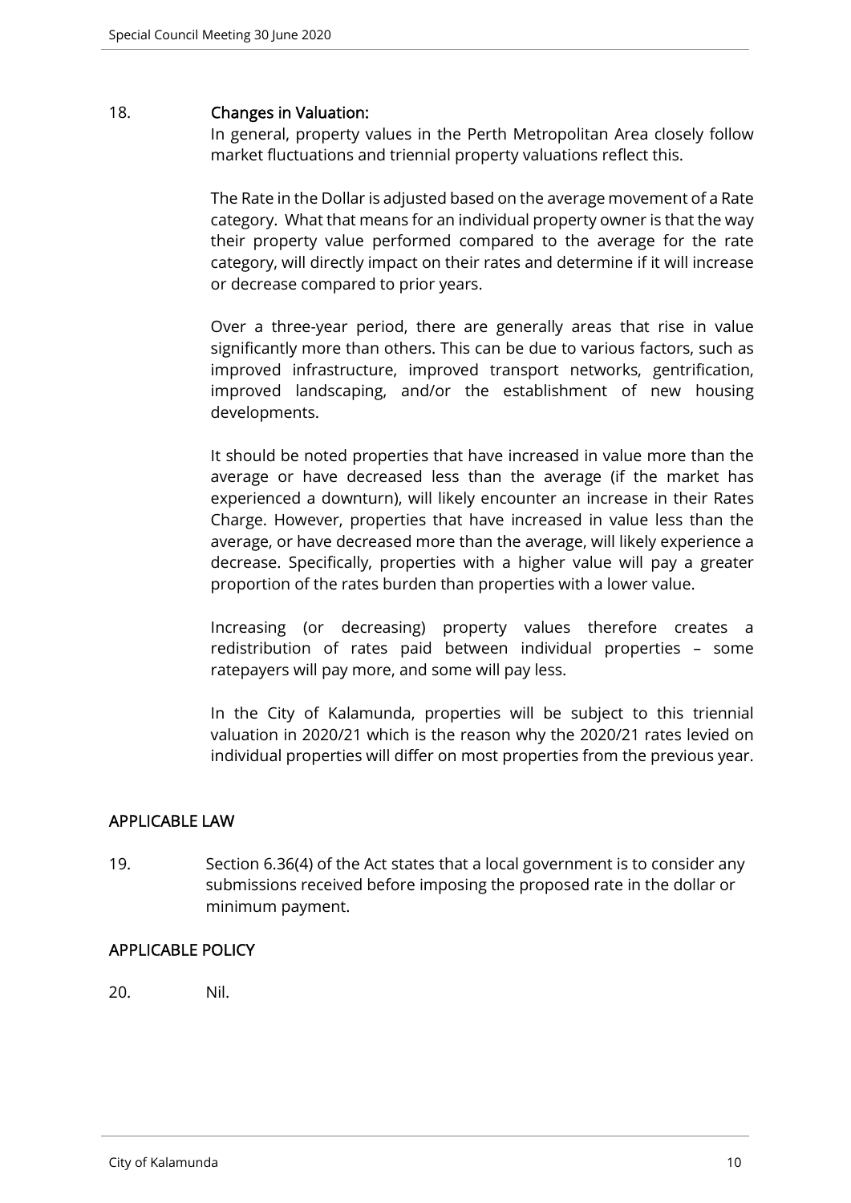18. **Changes in Valuation:**

In general, property values in the Perth Metropolitan Area closely follow market fluctuations and triennial property valuations reflect this.

The Rate in the Dollar is adjusted based on the average movement of a Rate category. What that means for an individual property owner is that the way their property value performed compared to the average for the rate category, will directly impact on their rates and determine if it will increase or decrease compared to prior years.

Over a three-year period, there are generally areas that rise in value significantly more than others. This can be due to various factors, such as improved infrastructure, improved transport networks, gentrification, improved landscaping, and/or the establishment of new housing developments.

It should be noted properties that have increased in value more than the average or have decreased less than the average (if the market has experienced a downturn), will likely encounter an increase in their Rates Charge. However, properties that have increased in value less than the average, or have decreased more than the average, will likely experience a decrease. Specifically, properties with a higher value will pay a greater proportion of the rates burden than properties with a lower value.

Increasing (or decreasing) property values therefore creates a redistribution of rates paid between individual properties – some ratepayers will pay more, and some will pay less.

In the City of Kalamunda, properties will be subject to this triennial valuation in 2020/21 which is the reason why the 2020/21 rates levied on individual properties will differ on most properties from the previous year.

## APPLICABLE LAW

19. Section 6.36(4) of the Act states that a local government is to consider any submissions received before imposing the proposed rate in the dollar or minimum payment.

## APPLICABLE POLICY

20. Nil.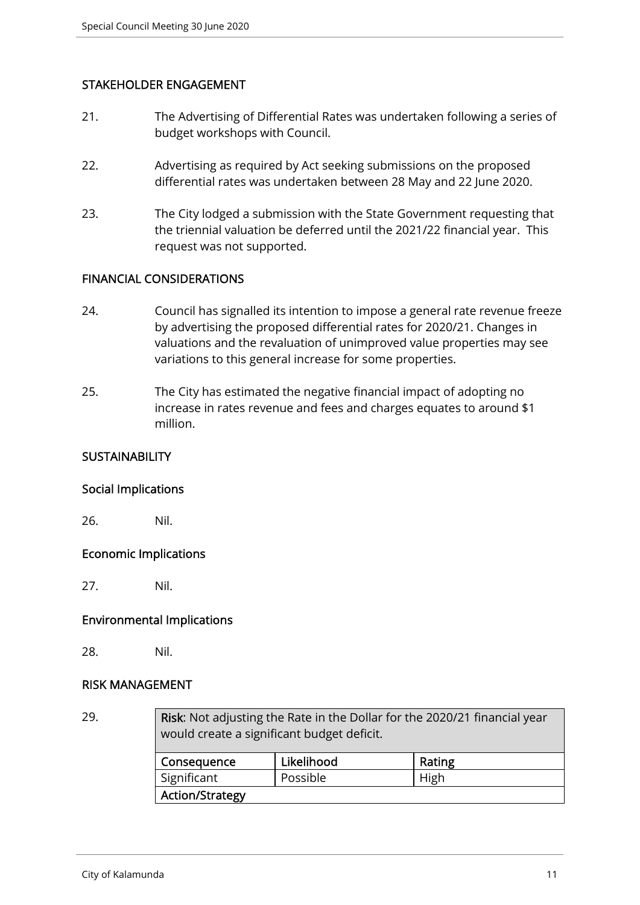## STAKEHOLDER ENGAGEMENT

21. The Advertising of Differential Rates was undertaken following a series of budget workshops with Council.

22. Advertising as required by Act seeking submissions on the proposed differential rates was undertaken between 28 May and 22 June 2020.

23. The City lodged a submission with the State Government requesting that the triennial valuation be deferred until the 2021/22 financial year. This request was not supported.

## FINANCIAL CONSIDERATIONS

24. Council has signalled its intention to impose a general rate revenue freeze by advertising the proposed differential rates for 2020/21. Changes in valuations and the revaluation of unimproved value properties may see variations to this general increase for some properties.

25. The City has estimated the negative financial impact of adopting no increase in rates revenue and fees and charges equates to around $1 million.

## SUSTAINABILITY

### Social Implications

26. Nil.

### Economic Implications

27. Nil.

### Environmental Implications

28. Nil.

## RISK MANAGEMENT

29.

| **Risk**: Not adjusting the Rate in the Dollar for the 2020/21 financial year would create a significant budget deficit. | | |
|---|---|---|
| **Consequence** | **Likelihood** | **Rating** |
| Significant | Possible | High |
| **Action/Strategy** | | |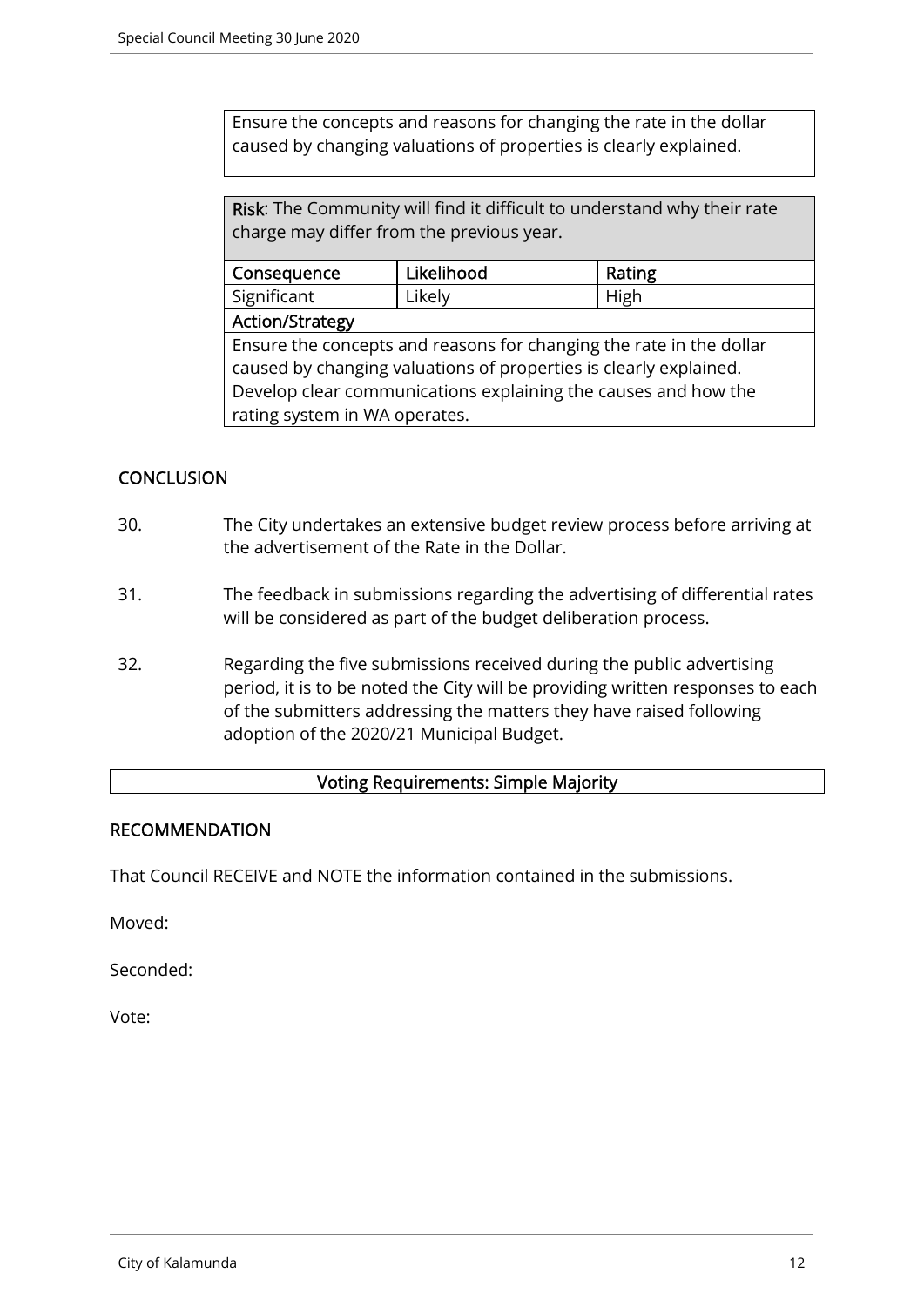Ensure the concepts and reasons for changing the rate in the dollar caused by changing valuations of properties is clearly explained.

| **Risk**: The Community will find it difficult to understand why their rate charge may differ from the previous year. | | |
|---|---|---|
| **Consequence** | **Likelihood** | **Rating** |
| Significant | Likely | High |
| **Action/Strategy** | | |
| Ensure the concepts and reasons for changing the rate in the dollar caused by changing valuations of properties is clearly explained. Develop clear communications explaining the causes and how the rating system in WA operates. | | |

## CONCLUSION

30. The City undertakes an extensive budget review process before arriving at the advertisement of the Rate in the Dollar.

31. The feedback in submissions regarding the advertising of differential rates will be considered as part of the budget deliberation process.

32. Regarding the five submissions received during the public advertising period, it is to be noted the City will be providing written responses to each of the submitters addressing the matters they have raised following adoption of the 2020/21 Municipal Budget.

| Voting Requirements: Simple Majority |
|---|

## RECOMMENDATION

That Council RECEIVE and NOTE the information contained in the submissions.

Moved:

Seconded:

Vote: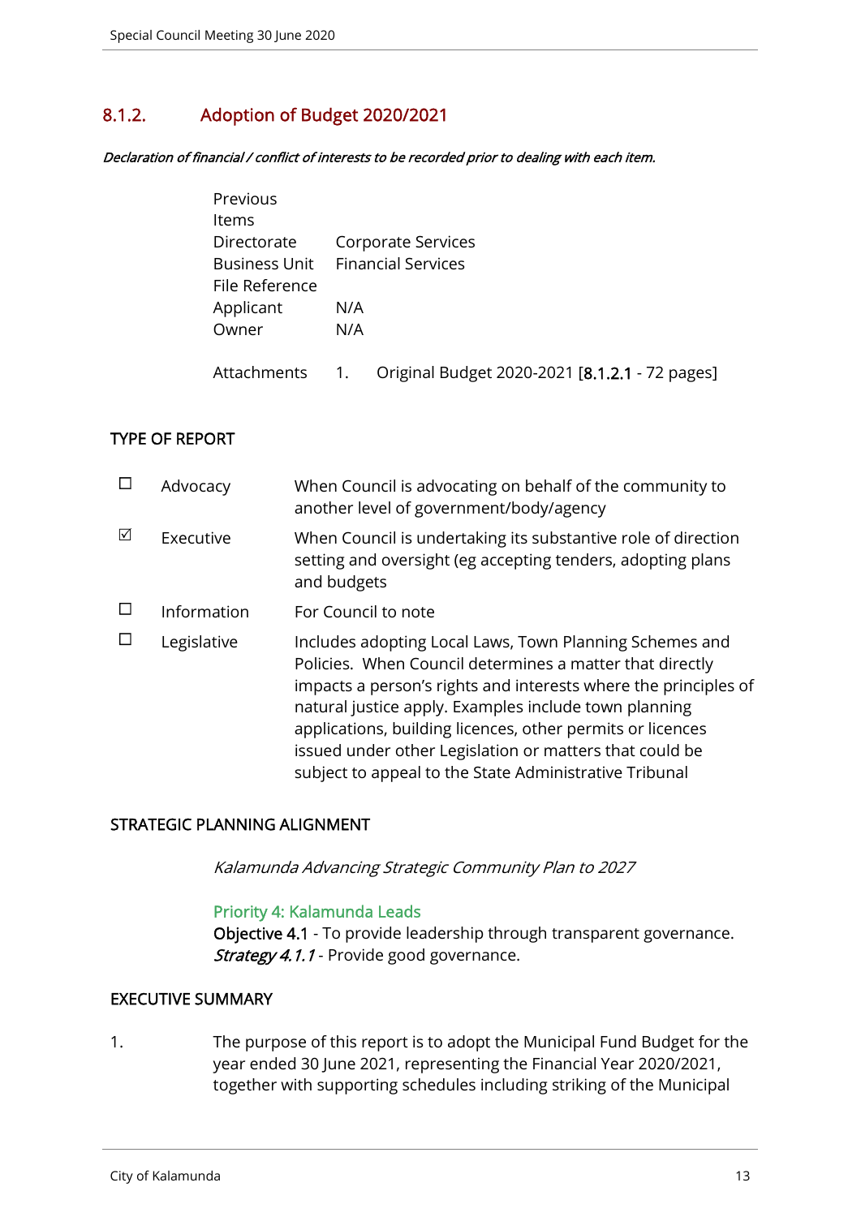## 8.1.2. Adoption of Budget 2020/2021

***Declaration of financial / conflict of interests to be recorded prior to dealing with each item.***

| | |
|---|---|
| Previous Items | |
| Directorate | Corporate Services |
| Business Unit | Financial Services |
| File Reference | |
| Applicant | N/A |
| Owner | N/A |
| Attachments | 1. Original Budget 2020-2021 [8.1.2.1 - 72 pages] |

### TYPE OF REPORT

| | | |
|---|---|---|
| ☐ | Advocacy | When Council is advocating on behalf of the community to another level of government/body/agency |
| ☑ | Executive | When Council is undertaking its substantive role of direction setting and oversight (eg accepting tenders, adopting plans and budgets |
| ☐ | Information | For Council to note |
| ☐ | Legislative | Includes adopting Local Laws, Town Planning Schemes and Policies. When Council determines a matter that directly impacts a person's rights and interests where the principles of natural justice apply. Examples include town planning applications, building licences, other permits or licences issued under other Legislation or matters that could be subject to appeal to the State Administrative Tribunal |

### STRATEGIC PLANNING ALIGNMENT

*Kalamunda Advancing Strategic Community Plan to 2027*

Priority 4: Kalamunda Leads
**Objective 4.1** - To provide leadership through transparent governance.
***Strategy 4.1.1*** - Provide good governance.

### EXECUTIVE SUMMARY

1. The purpose of this report is to adopt the Municipal Fund Budget for the year ended 30 June 2021, representing the Financial Year 2020/2021, together with supporting schedules including striking of the Municipal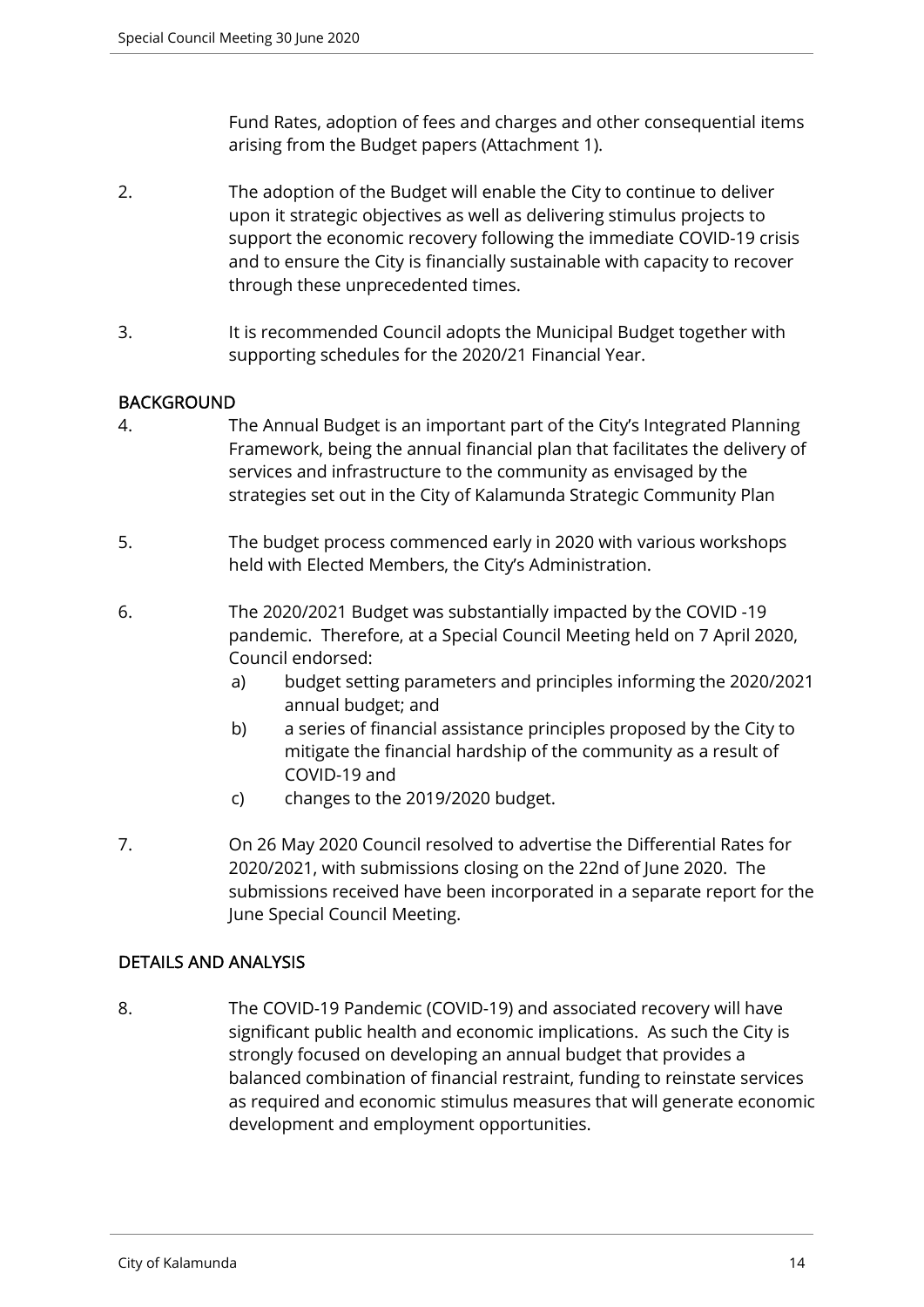Fund Rates, adoption of fees and charges and other consequential items arising from the Budget papers (Attachment 1).

2. The adoption of the Budget will enable the City to continue to deliver upon it strategic objectives as well as delivering stimulus projects to support the economic recovery following the immediate COVID-19 crisis and to ensure the City is financially sustainable with capacity to recover through these unprecedented times.

3. It is recommended Council adopts the Municipal Budget together with supporting schedules for the 2020/21 Financial Year.

## BACKGROUND

4. The Annual Budget is an important part of the City's Integrated Planning Framework, being the annual financial plan that facilitates the delivery of services and infrastructure to the community as envisaged by the strategies set out in the City of Kalamunda Strategic Community Plan

5. The budget process commenced early in 2020 with various workshops held with Elected Members, the City's Administration.

6. The 2020/2021 Budget was substantially impacted by the COVID -19 pandemic. Therefore, at a Special Council Meeting held on 7 April 2020, Council endorsed:
   a) budget setting parameters and principles informing the 2020/2021 annual budget; and
   b) a series of financial assistance principles proposed by the City to mitigate the financial hardship of the community as a result of COVID-19 and
   c) changes to the 2019/2020 budget.

7. On 26 May 2020 Council resolved to advertise the Differential Rates for 2020/2021, with submissions closing on the 22nd of June 2020. The submissions received have been incorporated in a separate report for the June Special Council Meeting.

## DETAILS AND ANALYSIS

8. The COVID-19 Pandemic (COVID-19) and associated recovery will have significant public health and economic implications. As such the City is strongly focused on developing an annual budget that provides a balanced combination of financial restraint, funding to reinstate services as required and economic stimulus measures that will generate economic development and employment opportunities.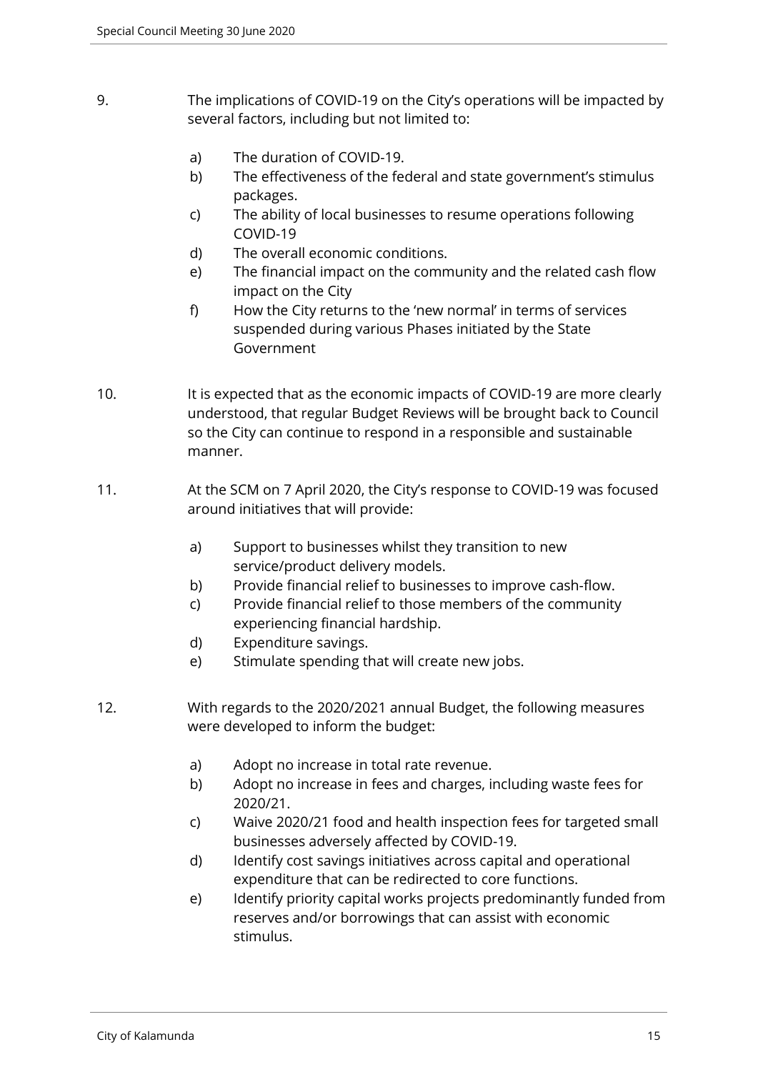9. The implications of COVID-19 on the City's operations will be impacted by several factors, including but not limited to:

   a) The duration of COVID-19.
   b) The effectiveness of the federal and state government's stimulus packages.
   c) The ability of local businesses to resume operations following COVID-19
   d) The overall economic conditions.
   e) The financial impact on the community and the related cash flow impact on the City
   f) How the City returns to the 'new normal' in terms of services suspended during various Phases initiated by the State Government

10. It is expected that as the economic impacts of COVID-19 are more clearly understood, that regular Budget Reviews will be brought back to Council so the City can continue to respond in a responsible and sustainable manner.

11. At the SCM on 7 April 2020, the City's response to COVID-19 was focused around initiatives that will provide:

    a) Support to businesses whilst they transition to new service/product delivery models.
    b) Provide financial relief to businesses to improve cash-flow.
    c) Provide financial relief to those members of the community experiencing financial hardship.
    d) Expenditure savings.
    e) Stimulate spending that will create new jobs.

12. With regards to the 2020/2021 annual Budget, the following measures were developed to inform the budget:

    a) Adopt no increase in total rate revenue.
    b) Adopt no increase in fees and charges, including waste fees for 2020/21.
    c) Waive 2020/21 food and health inspection fees for targeted small businesses adversely affected by COVID-19.
    d) Identify cost savings initiatives across capital and operational expenditure that can be redirected to core functions.
    e) Identify priority capital works projects predominantly funded from reserves and/or borrowings that can assist with economic stimulus.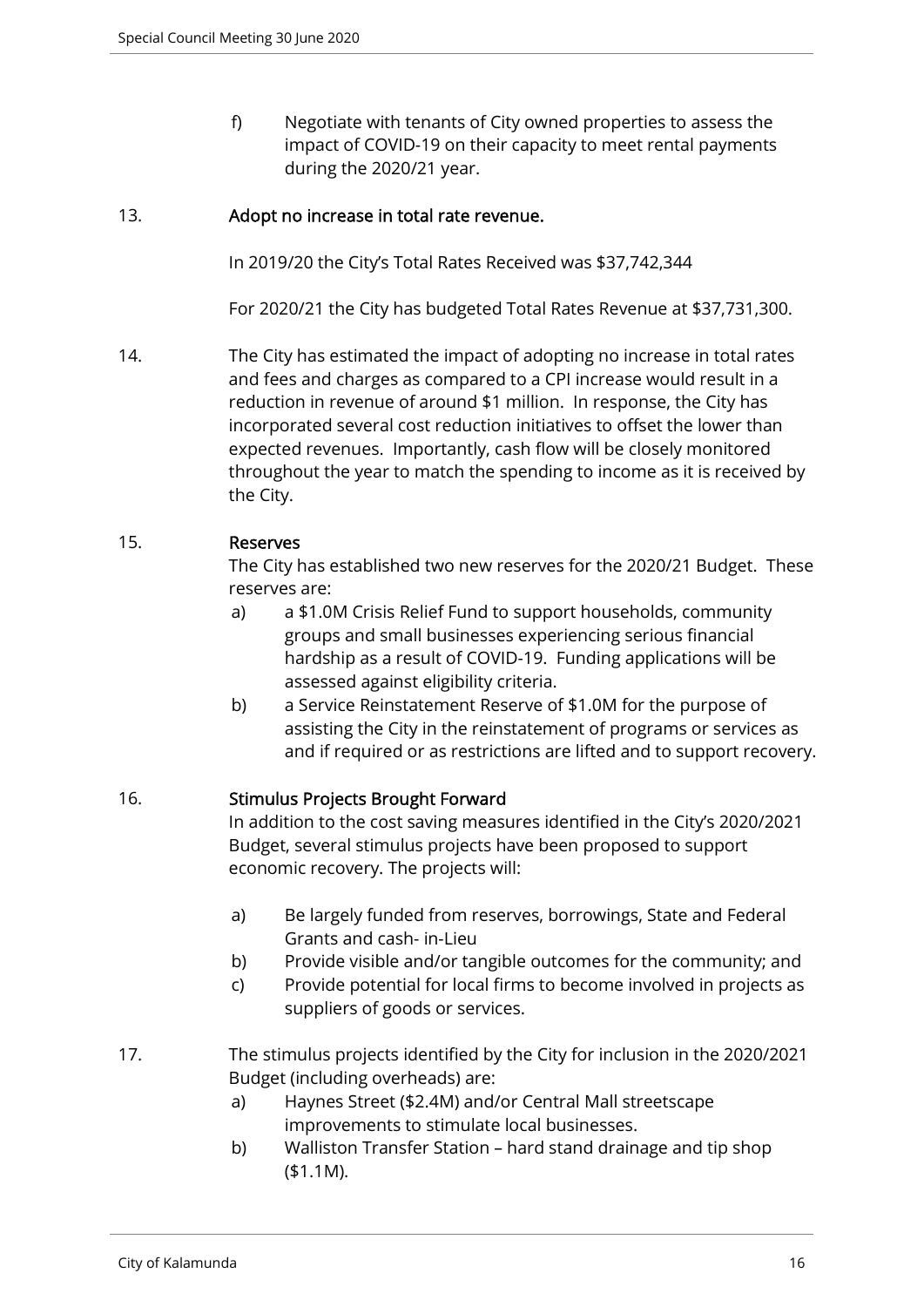f) Negotiate with tenants of City owned properties to assess the impact of COVID-19 on their capacity to meet rental payments during the 2020/21 year.

13. **Adopt no increase in total rate revenue.**

In 2019/20 the City's Total Rates Received was $37,742,344

For 2020/21 the City has budgeted Total Rates Revenue at $37,731,300.

14. The City has estimated the impact of adopting no increase in total rates and fees and charges as compared to a CPI increase would result in a reduction in revenue of around $1 million. In response, the City has incorporated several cost reduction initiatives to offset the lower than expected revenues. Importantly, cash flow will be closely monitored throughout the year to match the spending to income as it is received by the City.

15. **Reserves**

The City has established two new reserves for the 2020/21 Budget. These reserves are:

a) a $1.0M Crisis Relief Fund to support households, community groups and small businesses experiencing serious financial hardship as a result of COVID-19. Funding applications will be assessed against eligibility criteria.

b) a Service Reinstatement Reserve of $1.0M for the purpose of assisting the City in the reinstatement of programs or services as and if required or as restrictions are lifted and to support recovery.

16. **Stimulus Projects Brought Forward**

In addition to the cost saving measures identified in the City's 2020/2021 Budget, several stimulus projects have been proposed to support economic recovery. The projects will:

a) Be largely funded from reserves, borrowings, State and Federal Grants and cash- in-Lieu

b) Provide visible and/or tangible outcomes for the community; and

c) Provide potential for local firms to become involved in projects as suppliers of goods or services.

17. The stimulus projects identified by the City for inclusion in the 2020/2021 Budget (including overheads) are:

a) Haynes Street ($2.4M) and/or Central Mall streetscape improvements to stimulate local businesses.

b) Walliston Transfer Station – hard stand drainage and tip shop ($1.1M).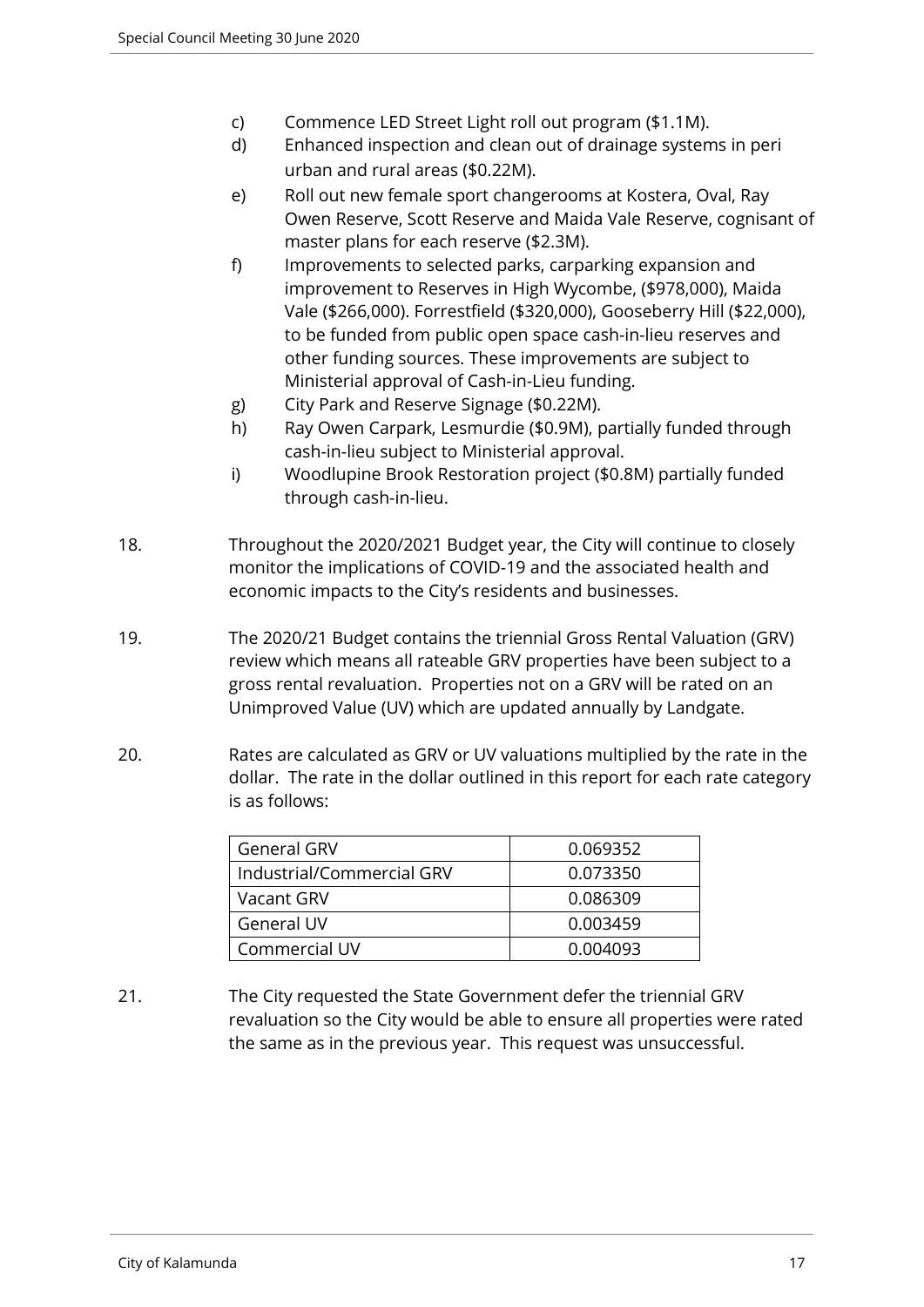c) Commence LED Street Light roll out program ($1.1M).

d) Enhanced inspection and clean out of drainage systems in peri urban and rural areas ($0.22M).

e) Roll out new female sport changerooms at Kostera, Oval, Ray Owen Reserve, Scott Reserve and Maida Vale Reserve, cognisant of master plans for each reserve ($2.3M).

f) Improvements to selected parks, carparking expansion and improvement to Reserves in High Wycombe, ($978,000), Maida Vale ($266,000). Forrestfield ($320,000), Gooseberry Hill ($22,000), to be funded from public open space cash-in-lieu reserves and other funding sources. These improvements are subject to Ministerial approval of Cash-in-Lieu funding.

g) City Park and Reserve Signage ($0.22M).

h) Ray Owen Carpark, Lesmurdie ($0.9M), partially funded through cash-in-lieu subject to Ministerial approval.

i) Woodlupine Brook Restoration project ($0.8M) partially funded through cash-in-lieu.

18. Throughout the 2020/2021 Budget year, the City will continue to closely monitor the implications of COVID-19 and the associated health and economic impacts to the City's residents and businesses.

19. The 2020/21 Budget contains the triennial Gross Rental Valuation (GRV) review which means all rateable GRV properties have been subject to a gross rental revaluation. Properties not on a GRV will be rated on an Unimproved Value (UV) which are updated annually by Landgate.

20. Rates are calculated as GRV or UV valuations multiplied by the rate in the dollar. The rate in the dollar outlined in this report for each rate category is as follows:

| General GRV | 0.069352 |
|---|---|
| Industrial/Commercial GRV | 0.073350 |
| Vacant GRV | 0.086309 |
| General UV | 0.003459 |
| Commercial UV | 0.004093 |

21. The City requested the State Government defer the triennial GRV revaluation so the City would be able to ensure all properties were rated the same as in the previous year. This request was unsuccessful.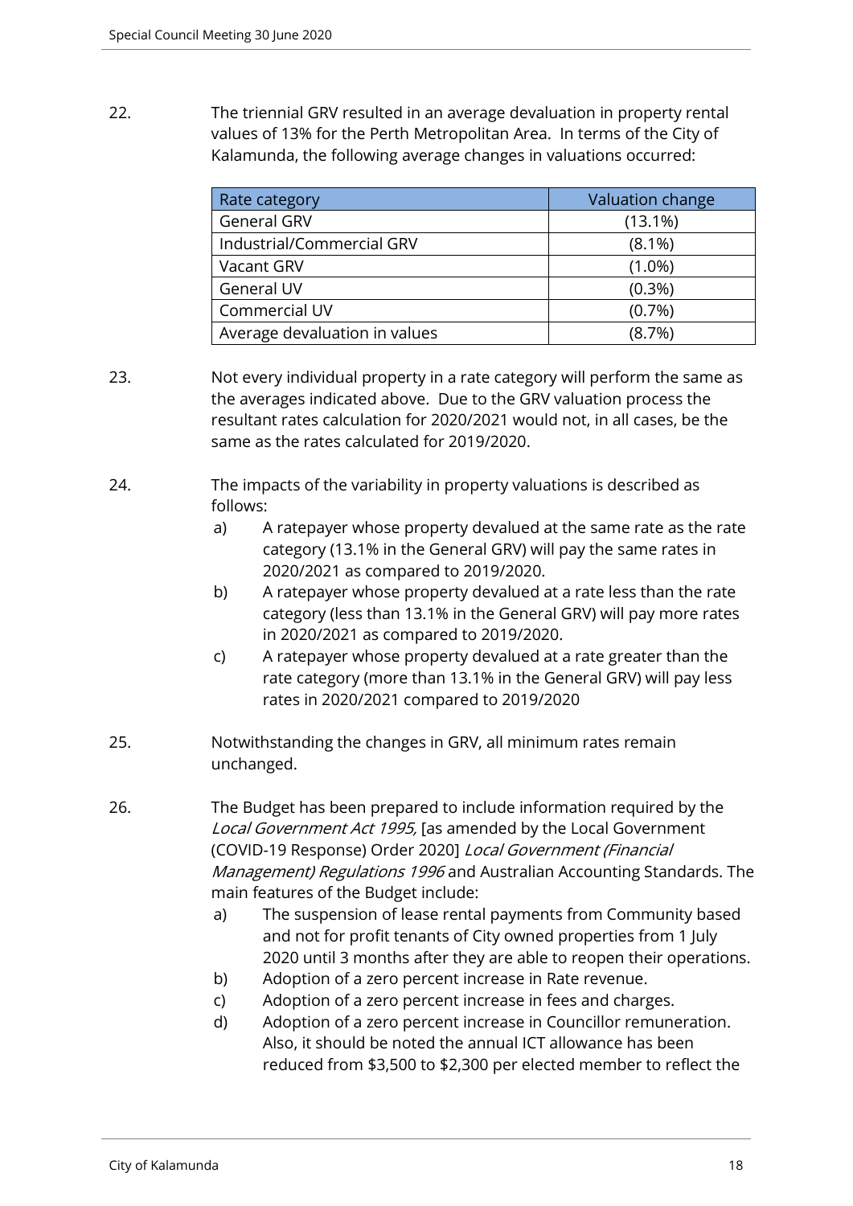22. The triennial GRV resulted in an average devaluation in property rental values of 13% for the Perth Metropolitan Area. In terms of the City of Kalamunda, the following average changes in valuations occurred:

| Rate category | Valuation change |
|---|---|
| General GRV | (13.1%) |
| Industrial/Commercial GRV | (8.1%) |
| Vacant GRV | (1.0%) |
| General UV | (0.3%) |
| Commercial UV | (0.7%) |
| Average devaluation in values | (8.7%) |

23. Not every individual property in a rate category will perform the same as the averages indicated above. Due to the GRV valuation process the resultant rates calculation for 2020/2021 would not, in all cases, be the same as the rates calculated for 2019/2020.

24. The impacts of the variability in property valuations is described as follows:
    a) A ratepayer whose property devalued at the same rate as the rate category (13.1% in the General GRV) will pay the same rates in 2020/2021 as compared to 2019/2020.
    b) A ratepayer whose property devalued at a rate less than the rate category (less than 13.1% in the General GRV) will pay more rates in 2020/2021 as compared to 2019/2020.
    c) A ratepayer whose property devalued at a rate greater than the rate category (more than 13.1% in the General GRV) will pay less rates in 2020/2021 compared to 2019/2020

25. Notwithstanding the changes in GRV, all minimum rates remain unchanged.

26. The Budget has been prepared to include information required by the *Local Government Act 1995,* [as amended by the Local Government (COVID-19 Response) Order 2020] *Local Government (Financial Management) Regulations 1996* and Australian Accounting Standards. The main features of the Budget include:
    a) The suspension of lease rental payments from Community based and not for profit tenants of City owned properties from 1 July 2020 until 3 months after they are able to reopen their operations.
    b) Adoption of a zero percent increase in Rate revenue.
    c) Adoption of a zero percent increase in fees and charges.
    d) Adoption of a zero percent increase in Councillor remuneration. Also, it should be noted the annual ICT allowance has been reduced from $3,500 to $2,300 per elected member to reflect the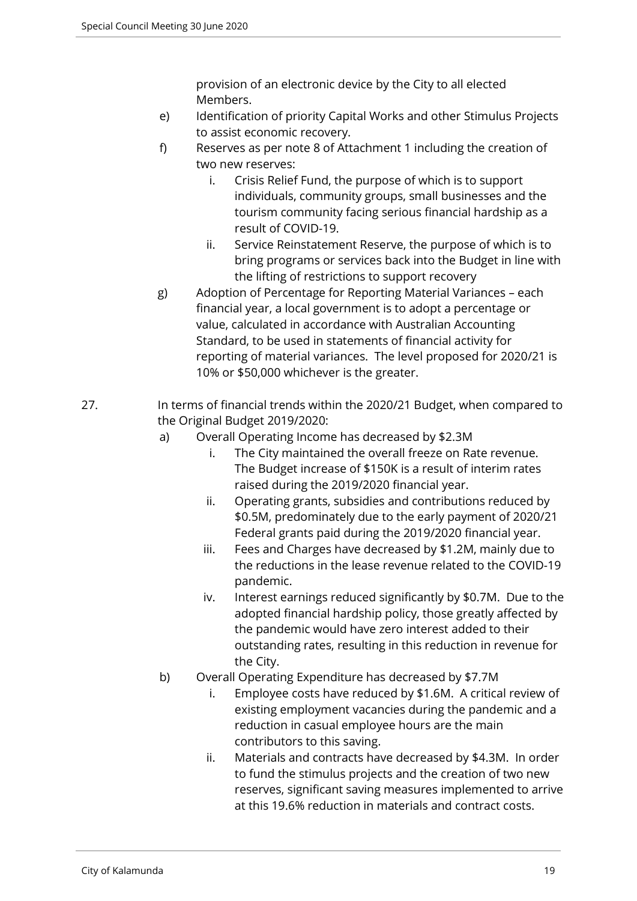provision of an electronic device by the City to all elected Members.

e) Identification of priority Capital Works and other Stimulus Projects to assist economic recovery.

f) Reserves as per note 8 of Attachment 1 including the creation of two new reserves:

   i. Crisis Relief Fund, the purpose of which is to support individuals, community groups, small businesses and the tourism community facing serious financial hardship as a result of COVID-19.

   ii. Service Reinstatement Reserve, the purpose of which is to bring programs or services back into the Budget in line with the lifting of restrictions to support recovery

g) Adoption of Percentage for Reporting Material Variances – each financial year, a local government is to adopt a percentage or value, calculated in accordance with Australian Accounting Standard, to be used in statements of financial activity for reporting of material variances. The level proposed for 2020/21 is 10% or $50,000 whichever is the greater.

27. In terms of financial trends within the 2020/21 Budget, when compared to the Original Budget 2019/2020:

a) Overall Operating Income has decreased by $2.3M

   i. The City maintained the overall freeze on Rate revenue. The Budget increase of $150K is a result of interim rates raised during the 2019/2020 financial year.

   ii. Operating grants, subsidies and contributions reduced by $0.5M, predominately due to the early payment of 2020/21 Federal grants paid during the 2019/2020 financial year.

   iii. Fees and Charges have decreased by $1.2M, mainly due to the reductions in the lease revenue related to the COVID-19 pandemic.

   iv. Interest earnings reduced significantly by $0.7M. Due to the adopted financial hardship policy, those greatly affected by the pandemic would have zero interest added to their outstanding rates, resulting in this reduction in revenue for the City.

b) Overall Operating Expenditure has decreased by $7.7M

   i. Employee costs have reduced by $1.6M. A critical review of existing employment vacancies during the pandemic and a reduction in casual employee hours are the main contributors to this saving.

   ii. Materials and contracts have decreased by $4.3M. In order to fund the stimulus projects and the creation of two new reserves, significant saving measures implemented to arrive at this 19.6% reduction in materials and contract costs.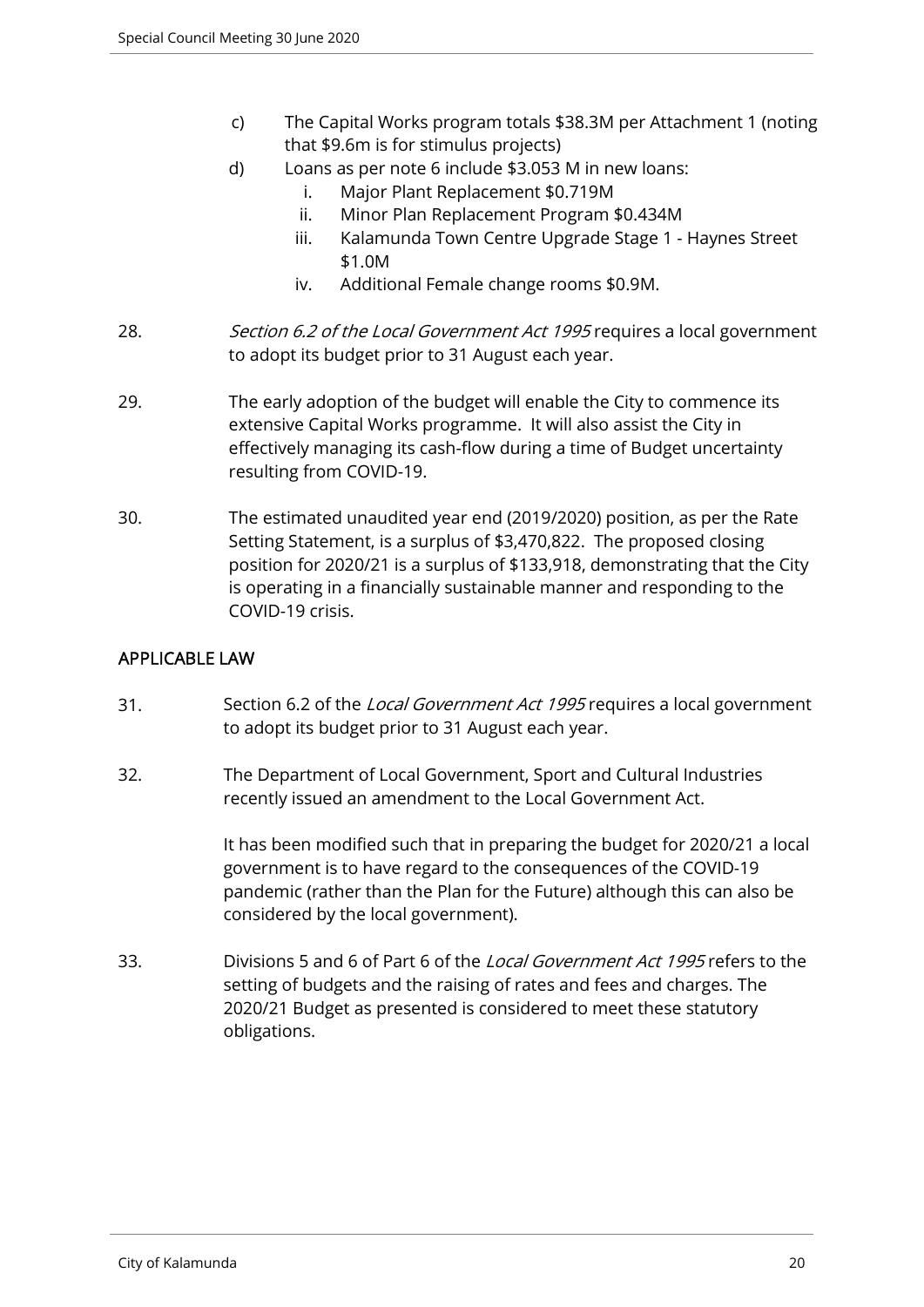c) The Capital Works program totals $38.3M per Attachment 1 (noting that $9.6m is for stimulus projects)

d) Loans as per note 6 include $3.053 M in new loans:

   i. Major Plant Replacement $0.719M
   ii. Minor Plan Replacement Program $0.434M
   iii. Kalamunda Town Centre Upgrade Stage 1 - Haynes Street $1.0M
   iv. Additional Female change rooms $0.9M.

28. *Section 6.2 of the Local Government Act 1995* requires a local government to adopt its budget prior to 31 August each year.

29. The early adoption of the budget will enable the City to commence its extensive Capital Works programme. It will also assist the City in effectively managing its cash-flow during a time of Budget uncertainty resulting from COVID-19.

30. The estimated unaudited year end (2019/2020) position, as per the Rate Setting Statement, is a surplus of $3,470,822. The proposed closing position for 2020/21 is a surplus of $133,918, demonstrating that the City is operating in a financially sustainable manner and responding to the COVID-19 crisis.

## APPLICABLE LAW

31. Section 6.2 of the *Local Government Act 1995* requires a local government to adopt its budget prior to 31 August each year.

32. The Department of Local Government, Sport and Cultural Industries recently issued an amendment to the Local Government Act.

    It has been modified such that in preparing the budget for 2020/21 a local government is to have regard to the consequences of the COVID-19 pandemic (rather than the Plan for the Future) although this can also be considered by the local government).

33. Divisions 5 and 6 of Part 6 of the *Local Government Act 1995* refers to the setting of budgets and the raising of rates and fees and charges. The 2020/21 Budget as presented is considered to meet these statutory obligations.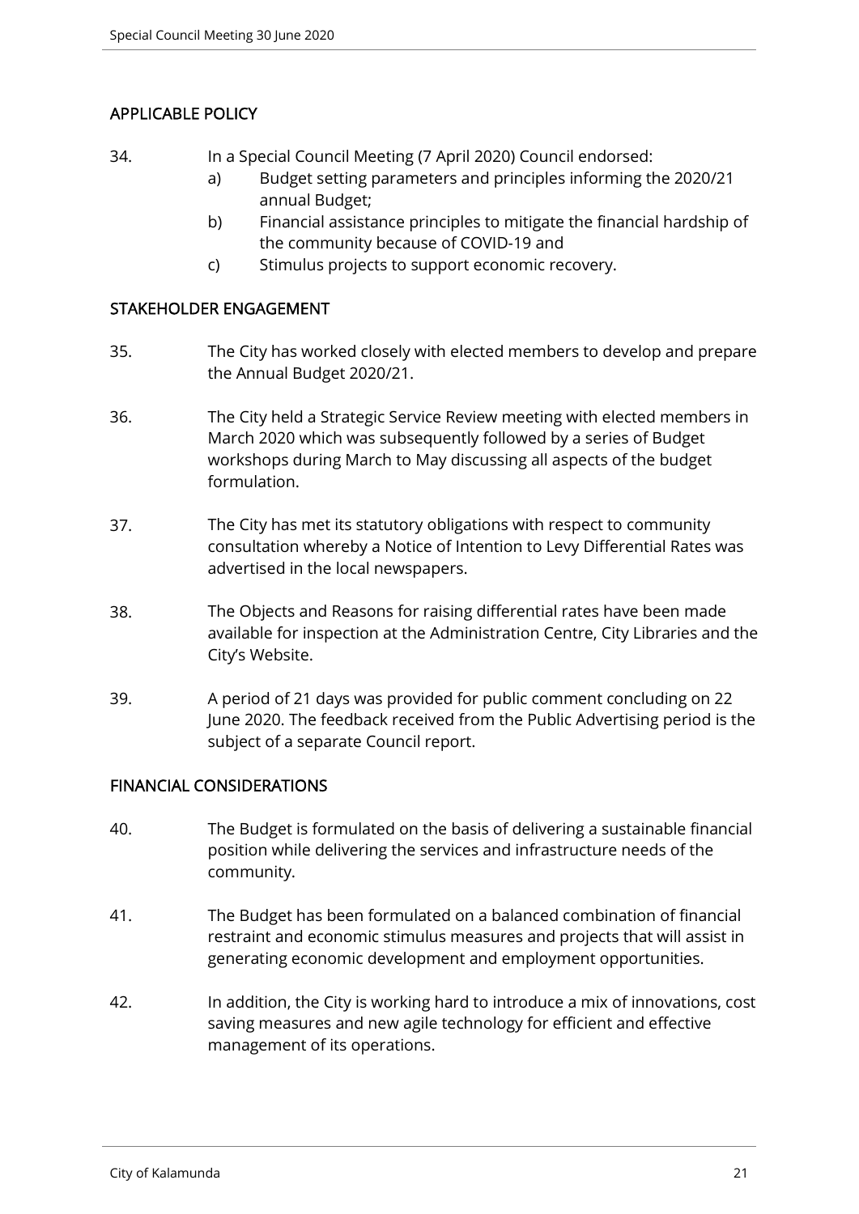## APPLICABLE POLICY

34. In a Special Council Meeting (7 April 2020) Council endorsed:
    a) Budget setting parameters and principles informing the 2020/21 annual Budget;
    b) Financial assistance principles to mitigate the financial hardship of the community because of COVID-19 and
    c) Stimulus projects to support economic recovery.

## STAKEHOLDER ENGAGEMENT

35. The City has worked closely with elected members to develop and prepare the Annual Budget 2020/21.

36. The City held a Strategic Service Review meeting with elected members in March 2020 which was subsequently followed by a series of Budget workshops during March to May discussing all aspects of the budget formulation.

37. The City has met its statutory obligations with respect to community consultation whereby a Notice of Intention to Levy Differential Rates was advertised in the local newspapers.

38. The Objects and Reasons for raising differential rates have been made available for inspection at the Administration Centre, City Libraries and the City's Website.

39. A period of 21 days was provided for public comment concluding on 22 June 2020. The feedback received from the Public Advertising period is the subject of a separate Council report.

## FINANCIAL CONSIDERATIONS

40. The Budget is formulated on the basis of delivering a sustainable financial position while delivering the services and infrastructure needs of the community.

41. The Budget has been formulated on a balanced combination of financial restraint and economic stimulus measures and projects that will assist in generating economic development and employment opportunities.

42. In addition, the City is working hard to introduce a mix of innovations, cost saving measures and new agile technology for efficient and effective management of its operations.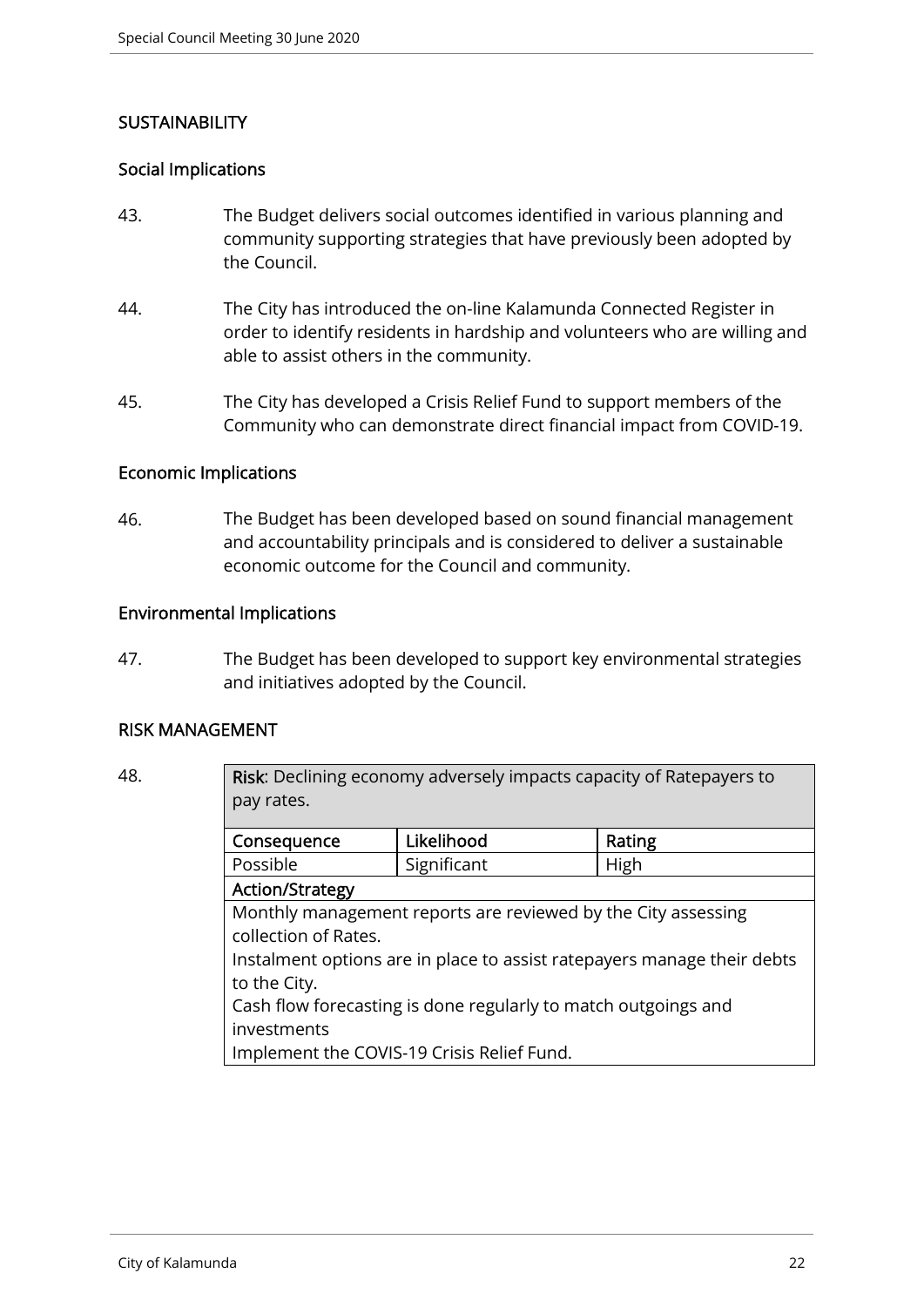## SUSTAINABILITY

### Social Implications

43. The Budget delivers social outcomes identified in various planning and community supporting strategies that have previously been adopted by the Council.

44. The City has introduced the on-line Kalamunda Connected Register in order to identify residents in hardship and volunteers who are willing and able to assist others in the community.

45. The City has developed a Crisis Relief Fund to support members of the Community who can demonstrate direct financial impact from COVID-19.

### Economic Implications

46. The Budget has been developed based on sound financial management and accountability principals and is considered to deliver a sustainable economic outcome for the Council and community.

### Environmental Implications

47. The Budget has been developed to support key environmental strategies and initiatives adopted by the Council.

## RISK MANAGEMENT

48.

| **Risk**: Declining economy adversely impacts capacity of Ratepayers to pay rates. | | |
|---|---|---|
| **Consequence** | **Likelihood** | **Rating** |
| Possible | Significant | High |
| **Action/Strategy** | | |
| Monthly management reports are reviewed by the City assessing collection of Rates.<br>Instalment options are in place to assist ratepayers manage their debts to the City.<br>Cash flow forecasting is done regularly to match outgoings and investments<br>Implement the COVIS-19 Crisis Relief Fund. | | |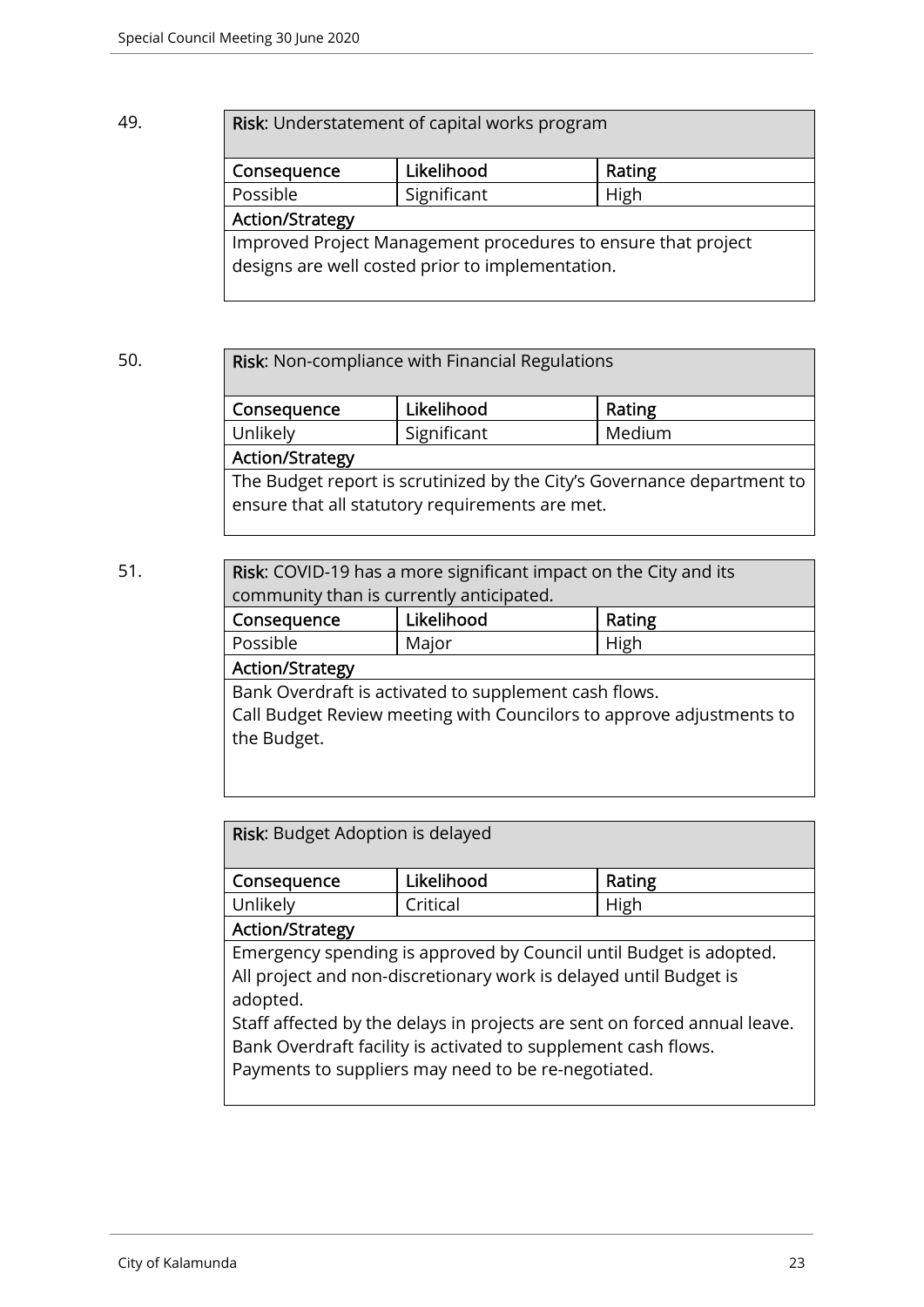49.

| **Risk**: Understatement of capital works program | | |
|---|---|---|
| **Consequence** | **Likelihood** | **Rating** |
| Possible | Significant | High |
| **Action/Strategy** | | |
| Improved Project Management procedures to ensure that project designs are well costed prior to implementation. | | |

50.

| **Risk**: Non-compliance with Financial Regulations | | |
|---|---|---|
| **Consequence** | **Likelihood** | **Rating** |
| Unlikely | Significant | Medium |
| **Action/Strategy** | | |
| The Budget report is scrutinized by the City's Governance department to ensure that all statutory requirements are met. | | |

51.

| **Risk**: COVID-19 has a more significant impact on the City and its community than is currently anticipated. | | |
|---|---|---|
| **Consequence** | **Likelihood** | **Rating** |
| Possible | Major | High |
| **Action/Strategy** | | |
| Bank Overdraft is activated to supplement cash flows.<br>Call Budget Review meeting with Councilors to approve adjustments to the Budget. | | |

| **Risk**: Budget Adoption is delayed | | |
|---|---|---|
| **Consequence** | **Likelihood** | **Rating** |
| Unlikely | Critical | High |
| **Action/Strategy** | | |
| Emergency spending is approved by Council until Budget is adopted.<br>All project and non-discretionary work is delayed until Budget is adopted.<br>Staff affected by the delays in projects are sent on forced annual leave.<br>Bank Overdraft facility is activated to supplement cash flows.<br>Payments to suppliers may need to be re-negotiated. | | |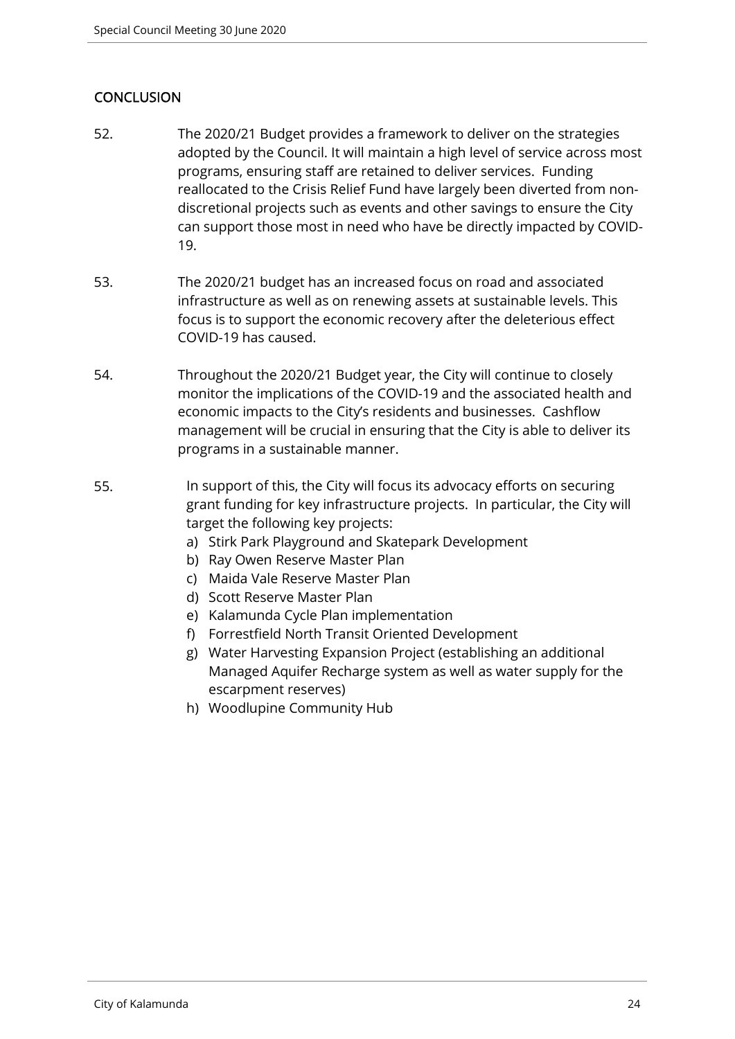## CONCLUSION

52. The 2020/21 Budget provides a framework to deliver on the strategies adopted by the Council. It will maintain a high level of service across most programs, ensuring staff are retained to deliver services. Funding reallocated to the Crisis Relief Fund have largely been diverted from non-discretional projects such as events and other savings to ensure the City can support those most in need who have be directly impacted by COVID-19.

53. The 2020/21 budget has an increased focus on road and associated infrastructure as well as on renewing assets at sustainable levels. This focus is to support the economic recovery after the deleterious effect COVID-19 has caused.

54. Throughout the 2020/21 Budget year, the City will continue to closely monitor the implications of the COVID-19 and the associated health and economic impacts to the City's residents and businesses. Cashflow management will be crucial in ensuring that the City is able to deliver its programs in a sustainable manner.

55. In support of this, the City will focus its advocacy efforts on securing grant funding for key infrastructure projects. In particular, the City will target the following key projects:
    a) Stirk Park Playground and Skatepark Development
    b) Ray Owen Reserve Master Plan
    c) Maida Vale Reserve Master Plan
    d) Scott Reserve Master Plan
    e) Kalamunda Cycle Plan implementation
    f) Forrestfield North Transit Oriented Development
    g) Water Harvesting Expansion Project (establishing an additional Managed Aquifer Recharge system as well as water supply for the escarpment reserves)
    h) Woodlupine Community Hub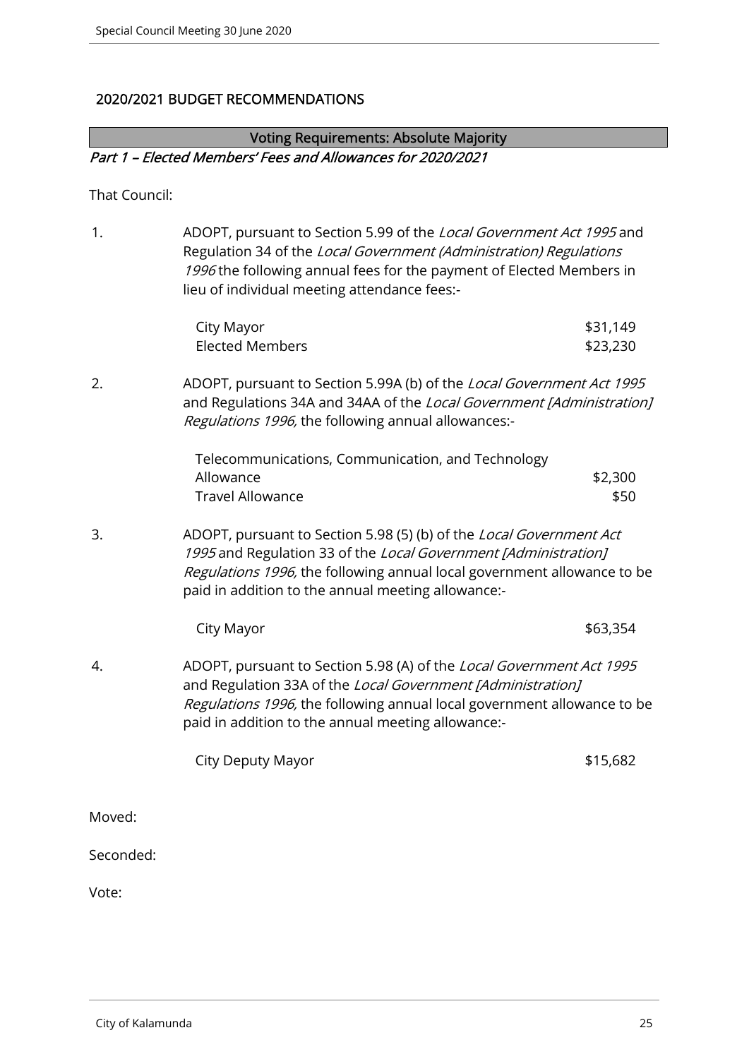## 2020/2021 BUDGET RECOMMENDATIONS

**Voting Requirements: Absolute Majority**

*Part 1 – Elected Members' Fees and Allowances for 2020/2021*

That Council:

1. ADOPT, pursuant to Section 5.99 of the *Local Government Act 1995* and Regulation 34 of the *Local Government (Administration) Regulations 1996* the following annual fees for the payment of Elected Members in lieu of individual meeting attendance fees:-

| | |
|---|---|
| City Mayor | $31,149 |
| Elected Members | $23,230 |

2. ADOPT, pursuant to Section 5.99A (b) of the *Local Government Act 1995* and Regulations 34A and 34AA of the *Local Government [Administration] Regulations 1996,* the following annual allowances:-

| | |
|---|---|
| Telecommunications, Communication, and Technology Allowance | $2,300 |
| Travel Allowance | $50 |

3. ADOPT, pursuant to Section 5.98 (5) (b) of the *Local Government Act 1995* and Regulation 33 of the *Local Government [Administration] Regulations 1996,* the following annual local government allowance to be paid in addition to the annual meeting allowance:-

| | |
|---|---|
| City Mayor | $63,354 |

4. ADOPT, pursuant to Section 5.98 (A) of the *Local Government Act 1995* and Regulation 33A of the *Local Government [Administration] Regulations 1996,* the following annual local government allowance to be paid in addition to the annual meeting allowance:-

| | |
|---|---|
| City Deputy Mayor | $15,682 |

Moved:

Seconded:

Vote: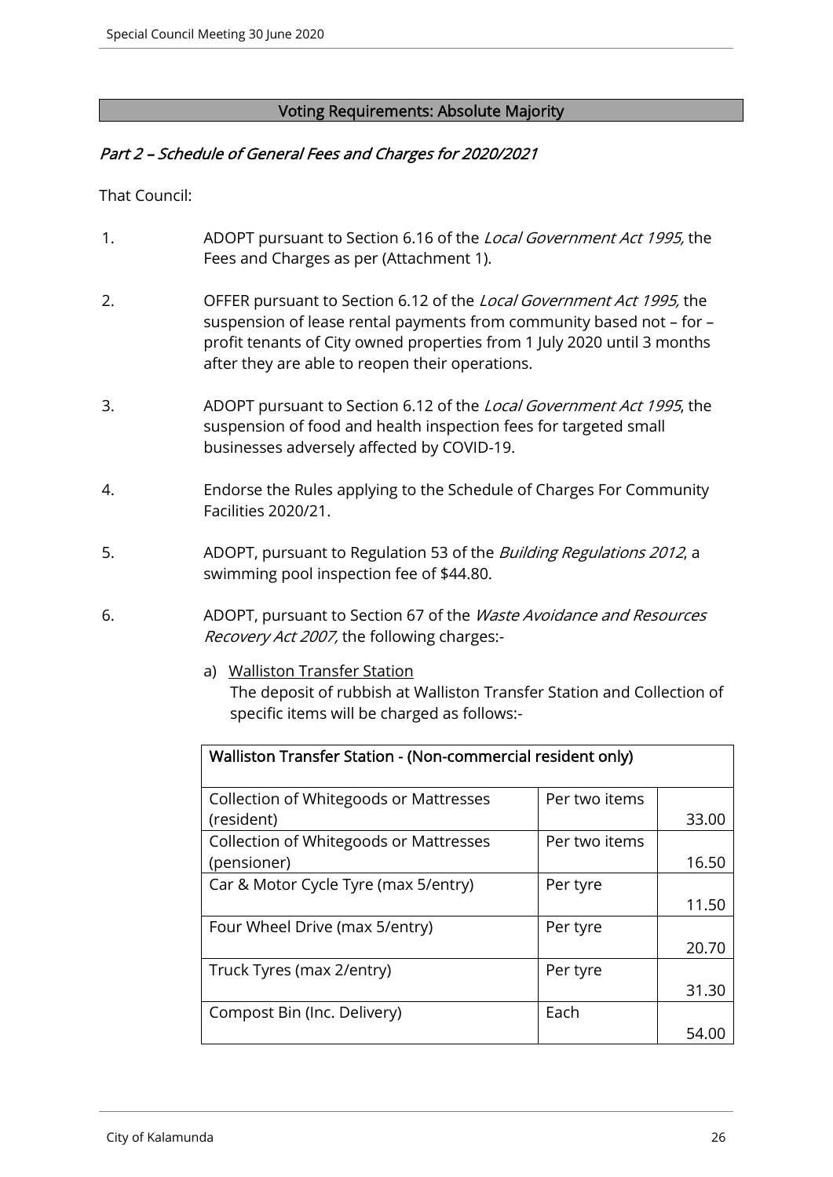**Voting Requirements: Absolute Majority**

### *Part 2 – Schedule of General Fees and Charges for 2020/2021*

That Council:

1. ADOPT pursuant to Section 6.16 of the *Local Government Act 1995,* the Fees and Charges as per (Attachment 1).

2. OFFER pursuant to Section 6.12 of the *Local Government Act 1995,* the suspension of lease rental payments from community based not – for – profit tenants of City owned properties from 1 July 2020 until 3 months after they are able to reopen their operations.

3. ADOPT pursuant to Section 6.12 of the *Local Government Act 1995*, the suspension of food and health inspection fees for targeted small businesses adversely affected by COVID-19.

4. Endorse the Rules applying to the Schedule of Charges For Community Facilities 2020/21.

5. ADOPT, pursuant to Regulation 53 of the *Building Regulations 2012*, a swimming pool inspection fee of $44.80.

6. ADOPT, pursuant to Section 67 of the *Waste Avoidance and Resources Recovery Act 2007,* the following charges:-

   a) <u>Walliston Transfer Station</u>
   The deposit of rubbish at Walliston Transfer Station and Collection of specific items will be charged as follows:-

| **Walliston Transfer Station - (Non-commercial resident only)** | | |
|---|---|---|
| Collection of Whitegoods or Mattresses (resident) | Per two items | 33.00 |
| Collection of Whitegoods or Mattresses (pensioner) | Per two items | 16.50 |
| Car & Motor Cycle Tyre (max 5/entry) | Per tyre | 11.50 |
| Four Wheel Drive (max 5/entry) | Per tyre | 20.70 |
| Truck Tyres (max 2/entry) | Per tyre | 31.30 |
| Compost Bin (Inc. Delivery) | Each | 54.00 |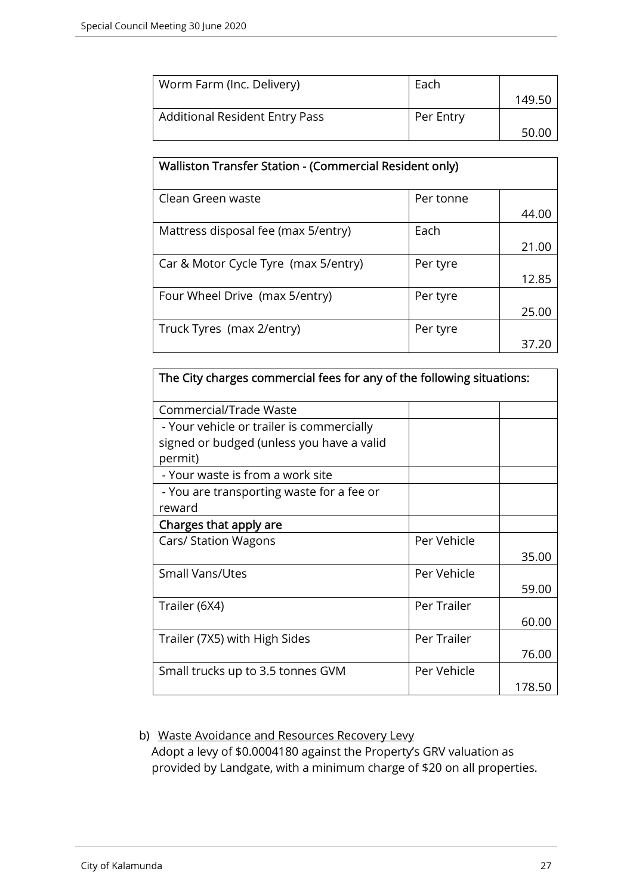| Worm Farm (Inc. Delivery) | Each | 149.50 |
|---|---|---|
| Additional Resident Entry Pass | Per Entry | 50.00 |

| Walliston Transfer Station - (Commercial Resident only) | | |
|---|---|---|
| Clean Green waste | Per tonne | 44.00 |
| Mattress disposal fee (max 5/entry) | Each | 21.00 |
| Car & Motor Cycle Tyre (max 5/entry) | Per tyre | 12.85 |
| Four Wheel Drive (max 5/entry) | Per tyre | 25.00 |
| Truck Tyres (max 2/entry) | Per tyre | 37.20 |

| The City charges commercial fees for any of the following situations: | | |
|---|---|---|
| Commercial/Trade Waste | | |
| - Your vehicle or trailer is commercially signed or budged (unless you have a valid permit) | | |
| - Your waste is from a work site | | |
| - You are transporting waste for a fee or reward | | |
| **Charges that apply are** | | |
| Cars/ Station Wagons | Per Vehicle | 35.00 |
| Small Vans/Utes | Per Vehicle | 59.00 |
| Trailer (6X4) | Per Trailer | 60.00 |
| Trailer (7X5) with High Sides | Per Trailer | 76.00 |
| Small trucks up to 3.5 tonnes GVM | Per Vehicle | 178.50 |

b) Waste Avoidance and Resources Recovery Levy
   Adopt a levy of $0.0004180 against the Property's GRV valuation as provided by Landgate, with a minimum charge of $20 on all properties.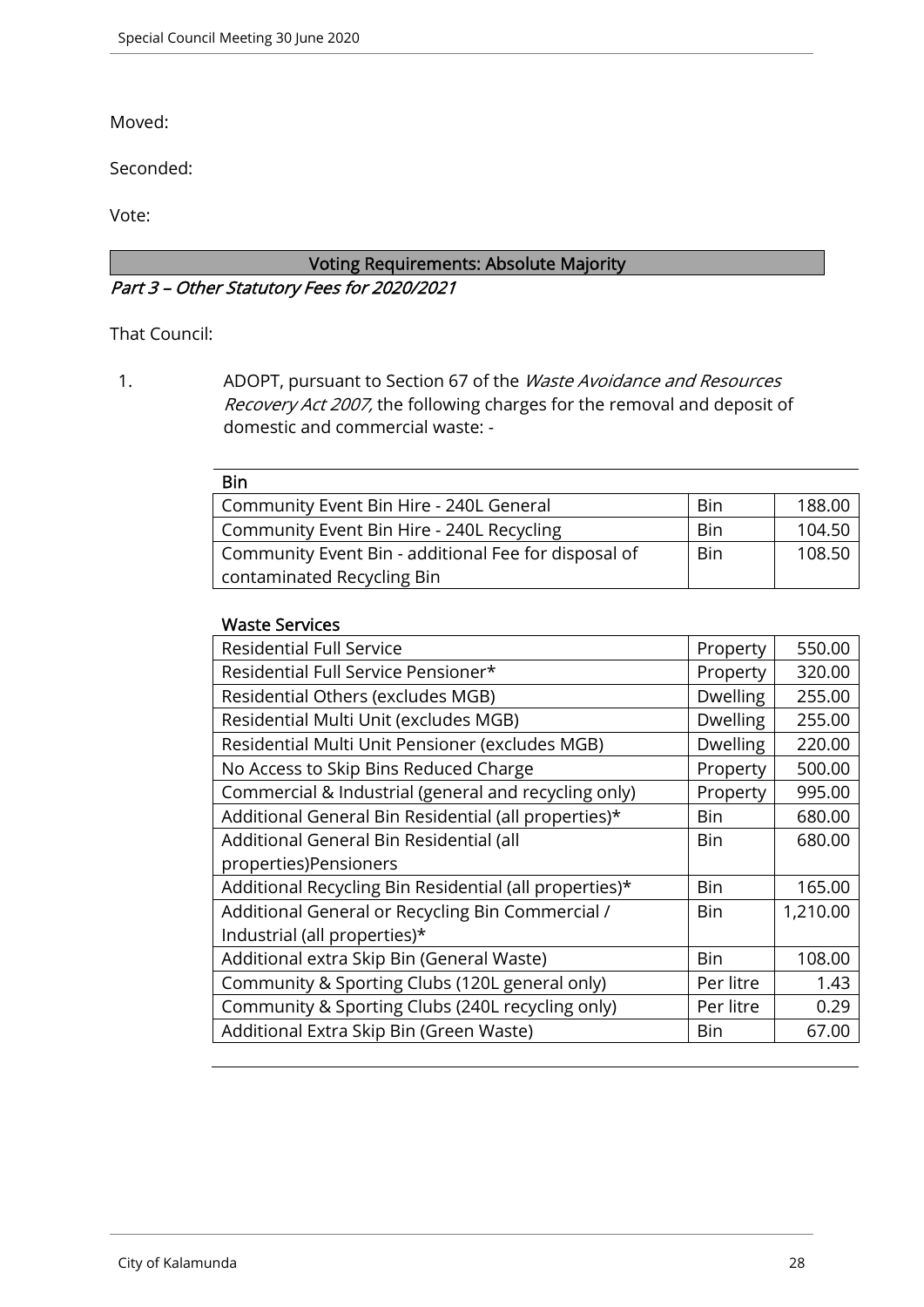Moved:

Seconded:

Vote:

**Voting Requirements: Absolute Majority**

*Part 3 – Other Statutory Fees for 2020/2021*

That Council:

1. ADOPT, pursuant to Section 67 of the *Waste Avoidance and Resources Recovery Act 2007,* the following charges for the removal and deposit of domestic and commercial waste: -

**Bin**

| | | |
|---|---|---|
| Community Event Bin Hire - 240L General | Bin | 188.00 |
| Community Event Bin Hire - 240L Recycling | Bin | 104.50 |
| Community Event Bin - additional Fee for disposal of contaminated Recycling Bin | Bin | 108.50 |

**Waste Services**

| | | |
|---|---|---|
| Residential Full Service | Property | 550.00 |
| Residential Full Service Pensioner* | Property | 320.00 |
| Residential Others (excludes MGB) | Dwelling | 255.00 |
| Residential Multi Unit (excludes MGB) | Dwelling | 255.00 |
| Residential Multi Unit Pensioner (excludes MGB) | Dwelling | 220.00 |
| No Access to Skip Bins Reduced Charge | Property | 500.00 |
| Commercial & Industrial (general and recycling only) | Property | 995.00 |
| Additional General Bin Residential (all properties)* | Bin | 680.00 |
| Additional General Bin Residential (all properties)Pensioners | Bin | 680.00 |
| Additional Recycling Bin Residential (all properties)* | Bin | 165.00 |
| Additional General or Recycling Bin Commercial / Industrial (all properties)* | Bin | 1,210.00 |
| Additional extra Skip Bin (General Waste) | Bin | 108.00 |
| Community & Sporting Clubs (120L general only) | Per litre | 1.43 |
| Community & Sporting Clubs (240L recycling only) | Per litre | 0.29 |
| Additional Extra Skip Bin (Green Waste) | Bin | 67.00 |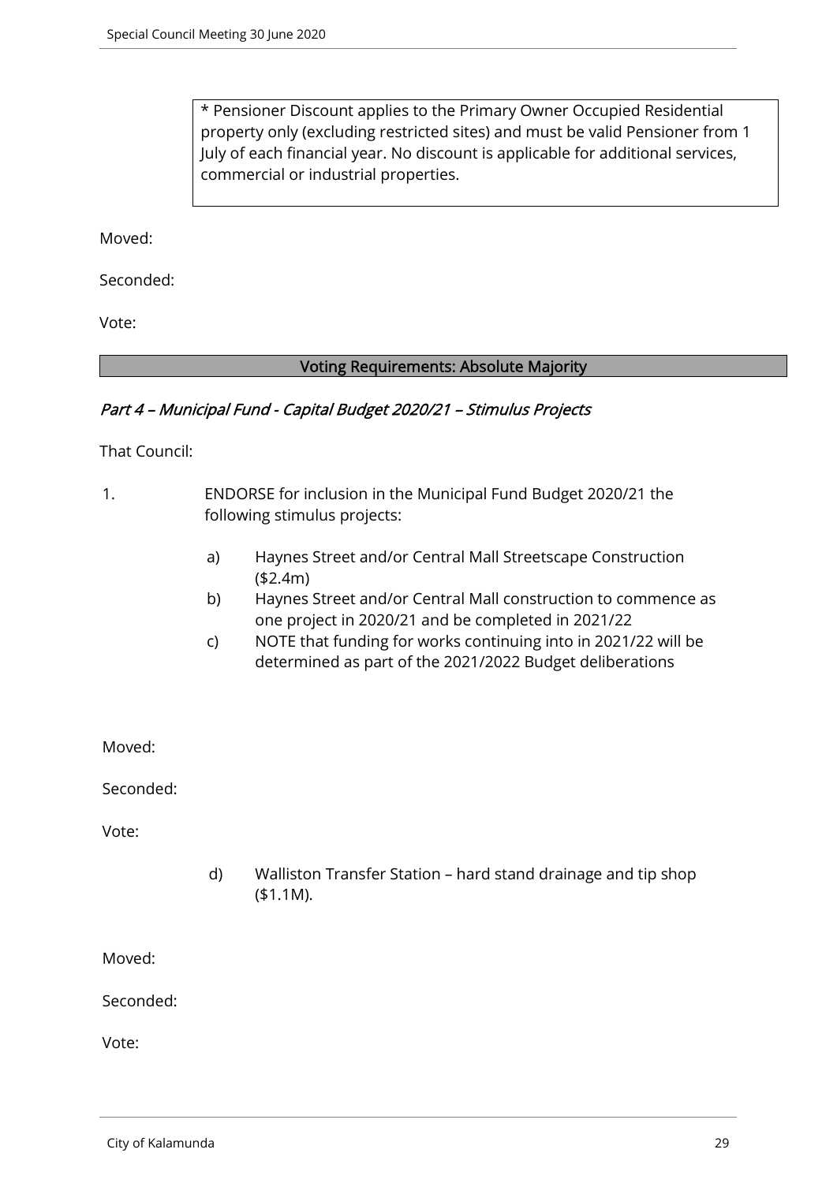* Pensioner Discount applies to the Primary Owner Occupied Residential property only (excluding restricted sites) and must be valid Pensioner from 1 July of each financial year. No discount is applicable for additional services, commercial or industrial properties.

Moved:

Seconded:

Vote:

**Voting Requirements: Absolute Majority**

*Part 4 – Municipal Fund - Capital Budget 2020/21 – Stimulus Projects*

That Council:

1. ENDORSE for inclusion in the Municipal Fund Budget 2020/21 the following stimulus projects:

   a) Haynes Street and/or Central Mall Streetscape Construction ($2.4m)
   
   b) Haynes Street and/or Central Mall construction to commence as one project in 2020/21 and be completed in 2021/22
   
   c) NOTE that funding for works continuing into in 2021/22 will be determined as part of the 2021/2022 Budget deliberations

Moved:

Seconded:

Vote:

   d) Walliston Transfer Station – hard stand drainage and tip shop ($1.1M).

Moved:

Seconded:

Vote: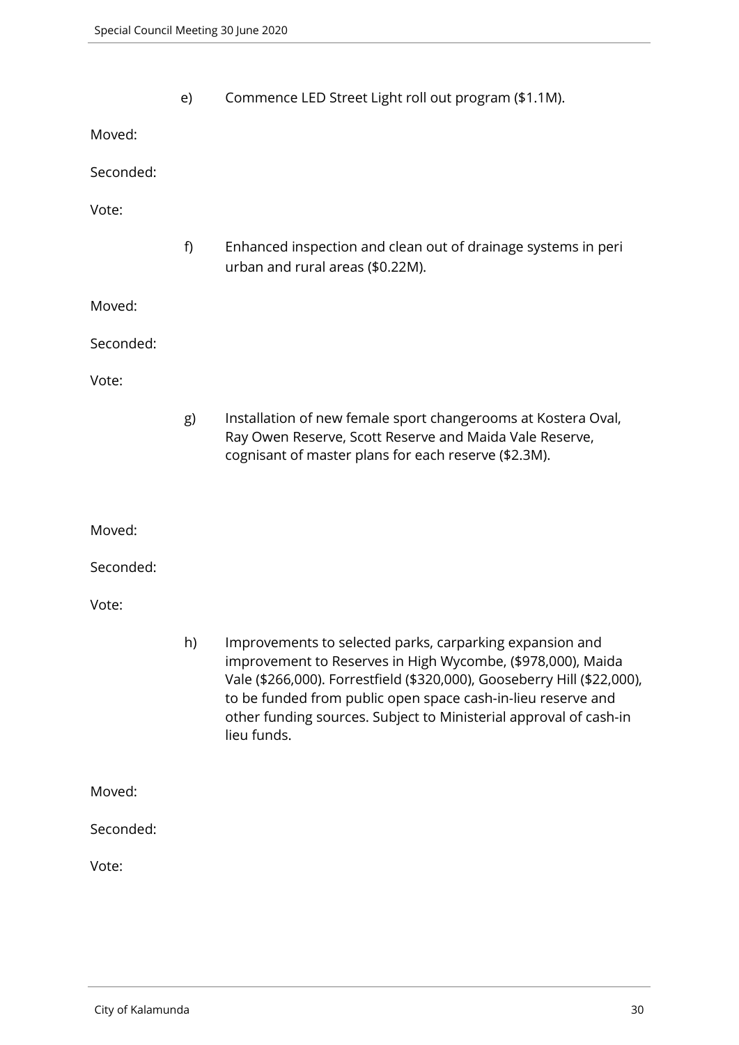e) Commence LED Street Light roll out program ($1.1M).

Moved:

Seconded:

Vote:

f) Enhanced inspection and clean out of drainage systems in peri urban and rural areas ($0.22M).

Moved:

Seconded:

Vote:

g) Installation of new female sport changerooms at Kostera Oval, Ray Owen Reserve, Scott Reserve and Maida Vale Reserve, cognisant of master plans for each reserve ($2.3M).

Moved:

Seconded:

Vote:

h) Improvements to selected parks, carparking expansion and improvement to Reserves in High Wycombe, ($978,000), Maida Vale ($266,000). Forrestfield ($320,000), Gooseberry Hill ($22,000), to be funded from public open space cash-in-lieu reserve and other funding sources. Subject to Ministerial approval of cash-in lieu funds.

Moved:

Seconded:

Vote: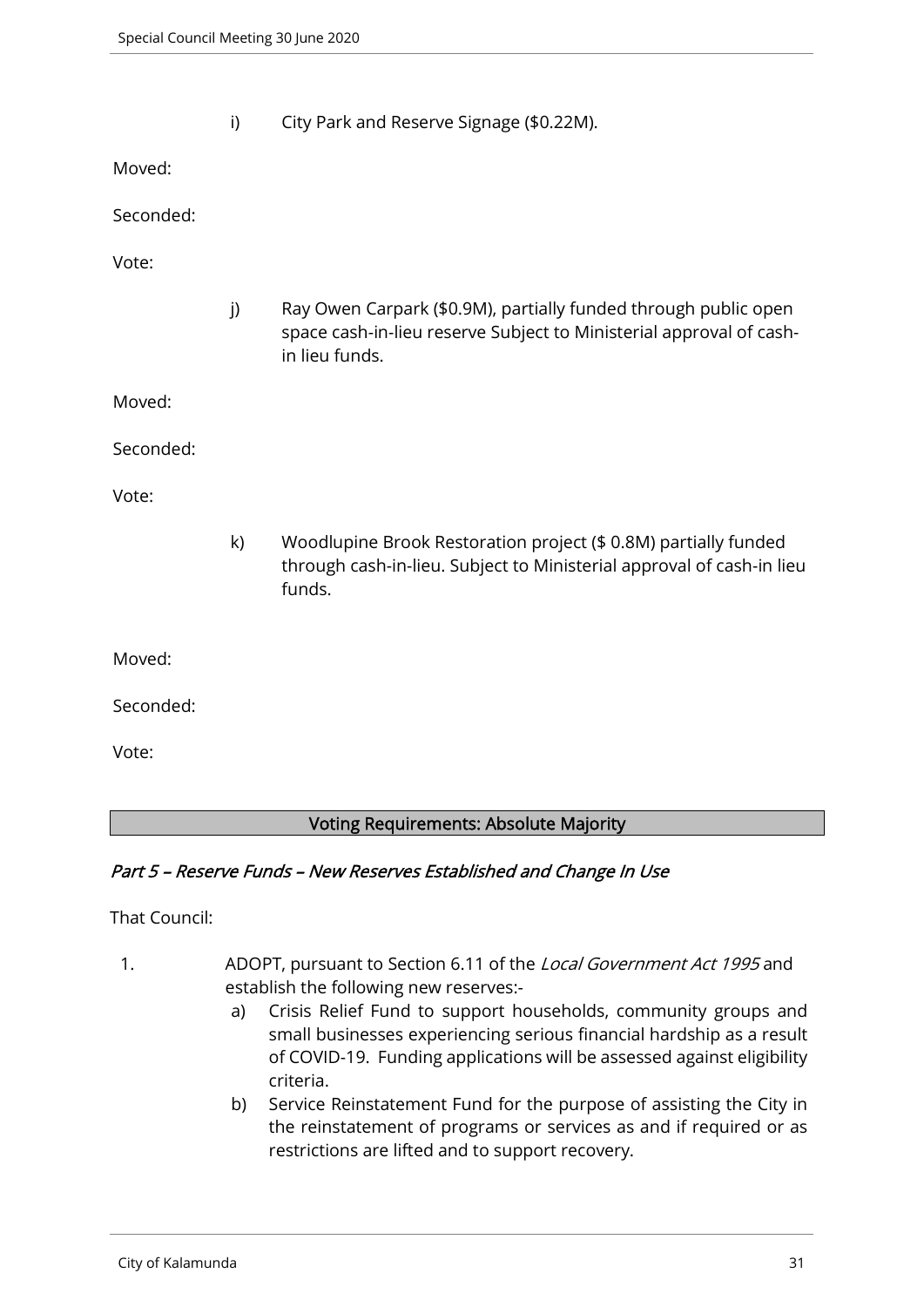i) City Park and Reserve Signage ($0.22M).

Moved:

Seconded:

Vote:

j) Ray Owen Carpark ($0.9M), partially funded through public open space cash-in-lieu reserve Subject to Ministerial approval of cash-in lieu funds.

Moved:

Seconded:

Vote:

k) Woodlupine Brook Restoration project ($ 0.8M) partially funded through cash-in-lieu. Subject to Ministerial approval of cash-in lieu funds.

Moved:

Seconded:

Vote:

**Voting Requirements: Absolute Majority**

### *Part 5 – Reserve Funds – New Reserves Established and Change In Use*

That Council:

1. ADOPT, pursuant to Section 6.11 of the *Local Government Act 1995* and establish the following new reserves:-
   a) Crisis Relief Fund to support households, community groups and small businesses experiencing serious financial hardship as a result of COVID-19. Funding applications will be assessed against eligibility criteria.
   b) Service Reinstatement Fund for the purpose of assisting the City in the reinstatement of programs or services as and if required or as restrictions are lifted and to support recovery.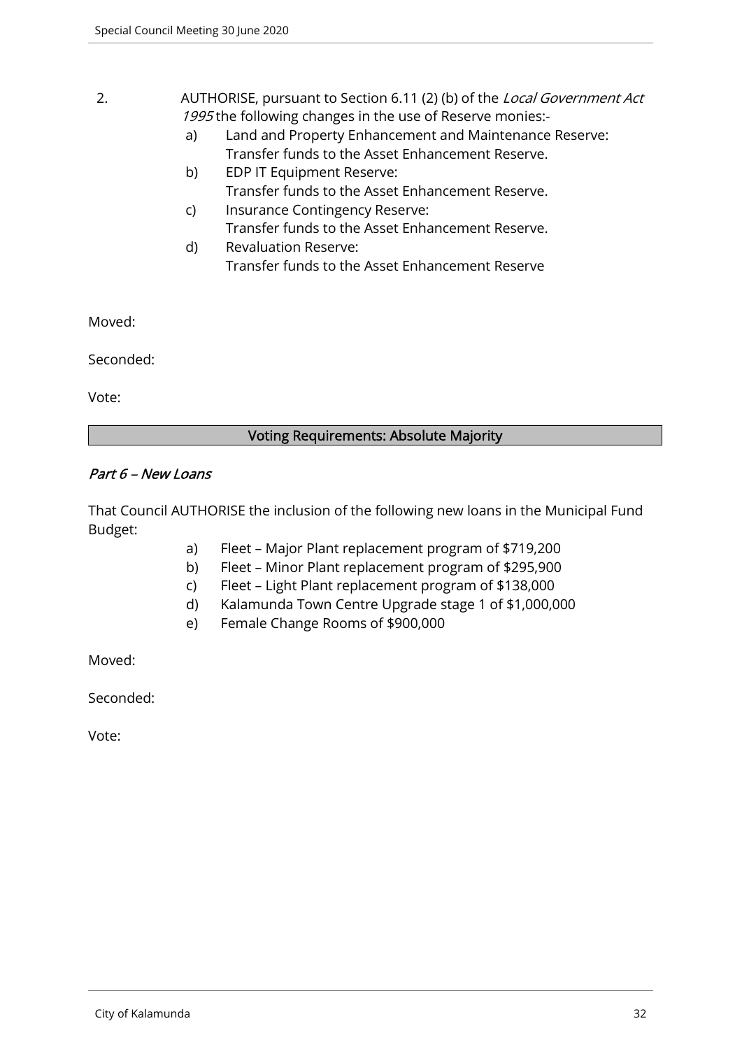2. AUTHORISE, pursuant to Section 6.11 (2) (b) of the *Local Government Act 1995* the following changes in the use of Reserve monies:-

   a) Land and Property Enhancement and Maintenance Reserve: Transfer funds to the Asset Enhancement Reserve.
   b) EDP IT Equipment Reserve: Transfer funds to the Asset Enhancement Reserve.
   c) Insurance Contingency Reserve: Transfer funds to the Asset Enhancement Reserve.
   d) Revaluation Reserve: Transfer funds to the Asset Enhancement Reserve

Moved:

Seconded:

Vote:

**Voting Requirements: Absolute Majority**

### *Part 6 – New Loans*

That Council AUTHORISE the inclusion of the following new loans in the Municipal Fund Budget:

a) Fleet – Major Plant replacement program of $719,200
b) Fleet – Minor Plant replacement program of $295,900
c) Fleet – Light Plant replacement program of $138,000
d) Kalamunda Town Centre Upgrade stage 1 of $1,000,000
e) Female Change Rooms of $900,000

Moved:

Seconded:

Vote: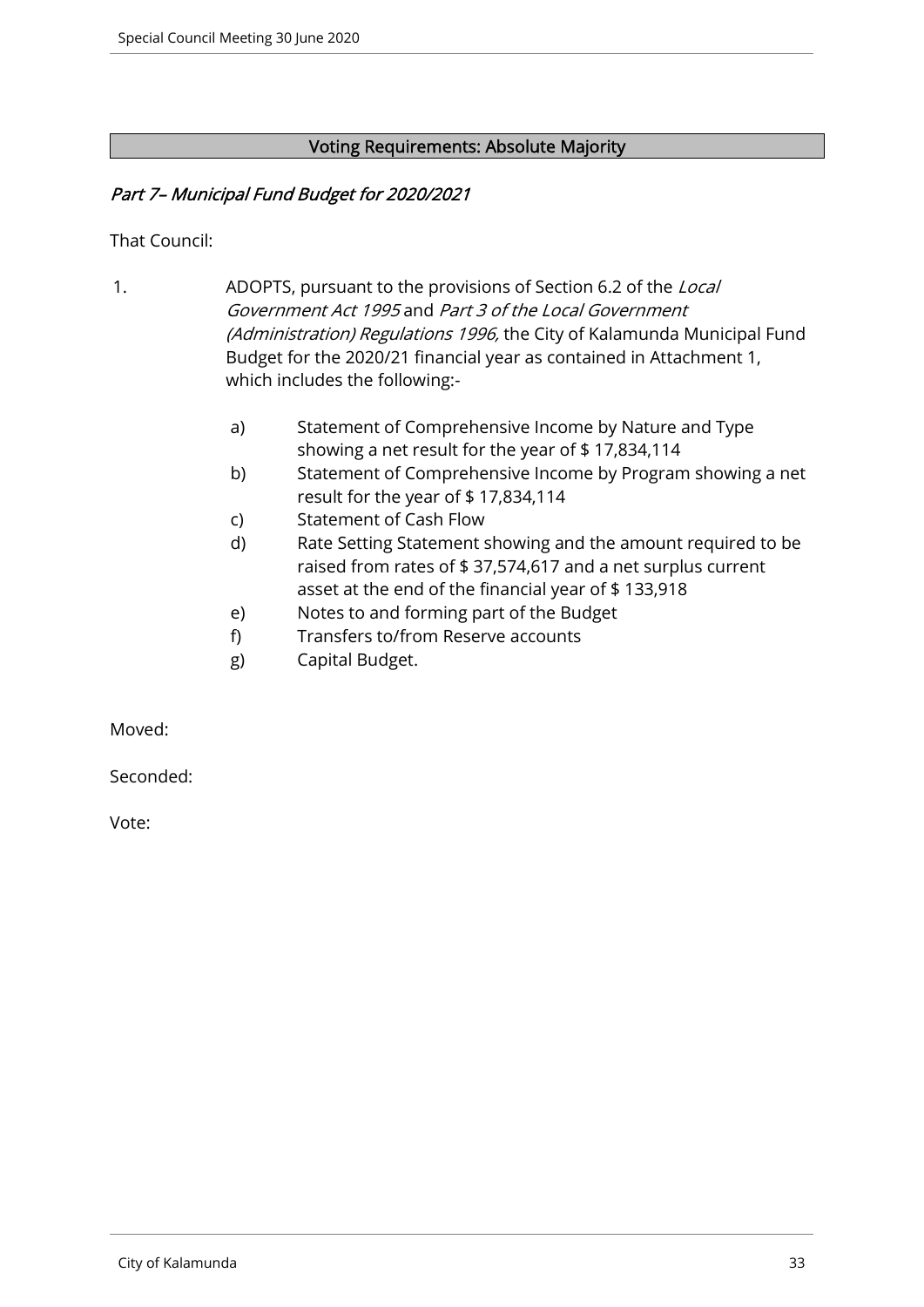**Voting Requirements: Absolute Majority**

*Part 7– Municipal Fund Budget for 2020/2021*

That Council:

1. ADOPTS, pursuant to the provisions of Section 6.2 of the *Local Government Act 1995* and *Part 3 of the Local Government (Administration) Regulations 1996,* the City of Kalamunda Municipal Fund Budget for the 2020/21 financial year as contained in Attachment 1, which includes the following:-

   a) Statement of Comprehensive Income by Nature and Type showing a net result for the year of $ 17,834,114
   b) Statement of Comprehensive Income by Program showing a net result for the year of $ 17,834,114
   c) Statement of Cash Flow
   d) Rate Setting Statement showing and the amount required to be raised from rates of $ 37,574,617 and a net surplus current asset at the end of the financial year of $ 133,918
   e) Notes to and forming part of the Budget
   f) Transfers to/from Reserve accounts
   g) Capital Budget.

Moved:

Seconded:

Vote: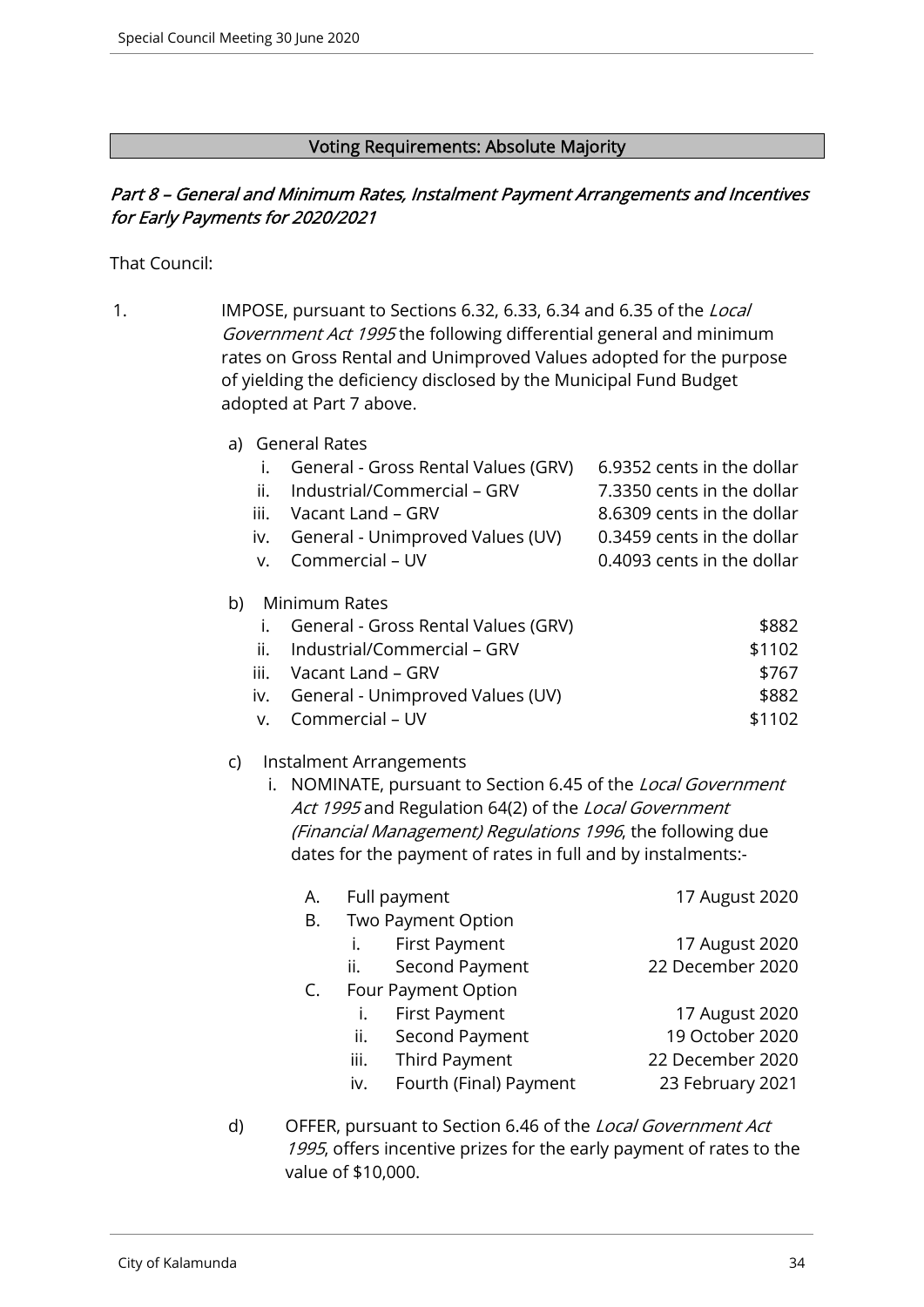**Voting Requirements: Absolute Majority**

## *Part 8 – General and Minimum Rates, Instalment Payment Arrangements and Incentives for Early Payments for 2020/2021*

That Council:

1. IMPOSE, pursuant to Sections 6.32, 6.33, 6.34 and 6.35 of the *Local Government Act 1995* the following differential general and minimum rates on Gross Rental and Unimproved Values adopted for the purpose of yielding the deficiency disclosed by the Municipal Fund Budget adopted at Part 7 above.

   a) General Rates

   | | | |
   |---|---|---|
   | i. | General - Gross Rental Values (GRV) | 6.9352 cents in the dollar |
   | ii. | Industrial/Commercial – GRV | 7.3350 cents in the dollar |
   | iii. | Vacant Land – GRV | 8.6309 cents in the dollar |
   | iv. | General - Unimproved Values (UV) | 0.3459 cents in the dollar |
   | v. | Commercial – UV | 0.4093 cents in the dollar |

   b) Minimum Rates

   | | | |
   |---|---|---|
   | i. | General - Gross Rental Values (GRV) | $882 |
   | ii. | Industrial/Commercial – GRV | $1102 |
   | iii. | Vacant Land – GRV | $767 |
   | iv. | General - Unimproved Values (UV) | $882 |
   | v. | Commercial – UV | $1102 |

   c) Instalment Arrangements

      i. NOMINATE, pursuant to Section 6.45 of the *Local Government Act 1995* and Regulation 64(2) of the *Local Government (Financial Management) Regulations 1996*, the following due dates for the payment of rates in full and by instalments:-

      | | | |
      |---|---|---|
      | A. | Full payment | 17 August 2020 |
      | B. | Two Payment Option | |
      | | i. First Payment | 17 August 2020 |
      | | ii. Second Payment | 22 December 2020 |
      | C. | Four Payment Option | |
      | | i. First Payment | 17 August 2020 |
      | | ii. Second Payment | 19 October 2020 |
      | | iii. Third Payment | 22 December 2020 |
      | | iv. Fourth (Final) Payment | 23 February 2021 |

   d) OFFER, pursuant to Section 6.46 of the *Local Government Act 1995*, offers incentive prizes for the early payment of rates to the value of $10,000.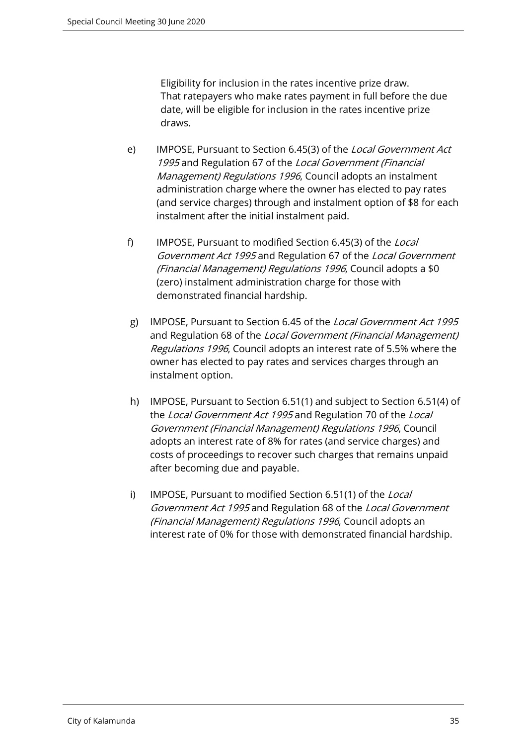Eligibility for inclusion in the rates incentive prize draw.
That ratepayers who make rates payment in full before the due date, will be eligible for inclusion in the rates incentive prize draws.

e) IMPOSE, Pursuant to Section 6.45(3) of the *Local Government Act 1995* and Regulation 67 of the *Local Government (Financial Management) Regulations 1996*, Council adopts an instalment administration charge where the owner has elected to pay rates (and service charges) through and instalment option of $8 for each instalment after the initial instalment paid.

f) IMPOSE, Pursuant to modified Section 6.45(3) of the *Local Government Act 1995* and Regulation 67 of the *Local Government (Financial Management) Regulations 1996*, Council adopts a $0 (zero) instalment administration charge for those with demonstrated financial hardship.

g) IMPOSE, Pursuant to Section 6.45 of the *Local Government Act 1995* and Regulation 68 of the *Local Government (Financial Management) Regulations 1996*, Council adopts an interest rate of 5.5% where the owner has elected to pay rates and services charges through an instalment option.

h) IMPOSE, Pursuant to Section 6.51(1) and subject to Section 6.51(4) of the *Local Government Act 1995* and Regulation 70 of the *Local Government (Financial Management) Regulations 1996*, Council adopts an interest rate of 8% for rates (and service charges) and costs of proceedings to recover such charges that remains unpaid after becoming due and payable.

i) IMPOSE, Pursuant to modified Section 6.51(1) of the *Local Government Act 1995* and Regulation 68 of the *Local Government (Financial Management) Regulations 1996*, Council adopts an interest rate of 0% for those with demonstrated financial hardship.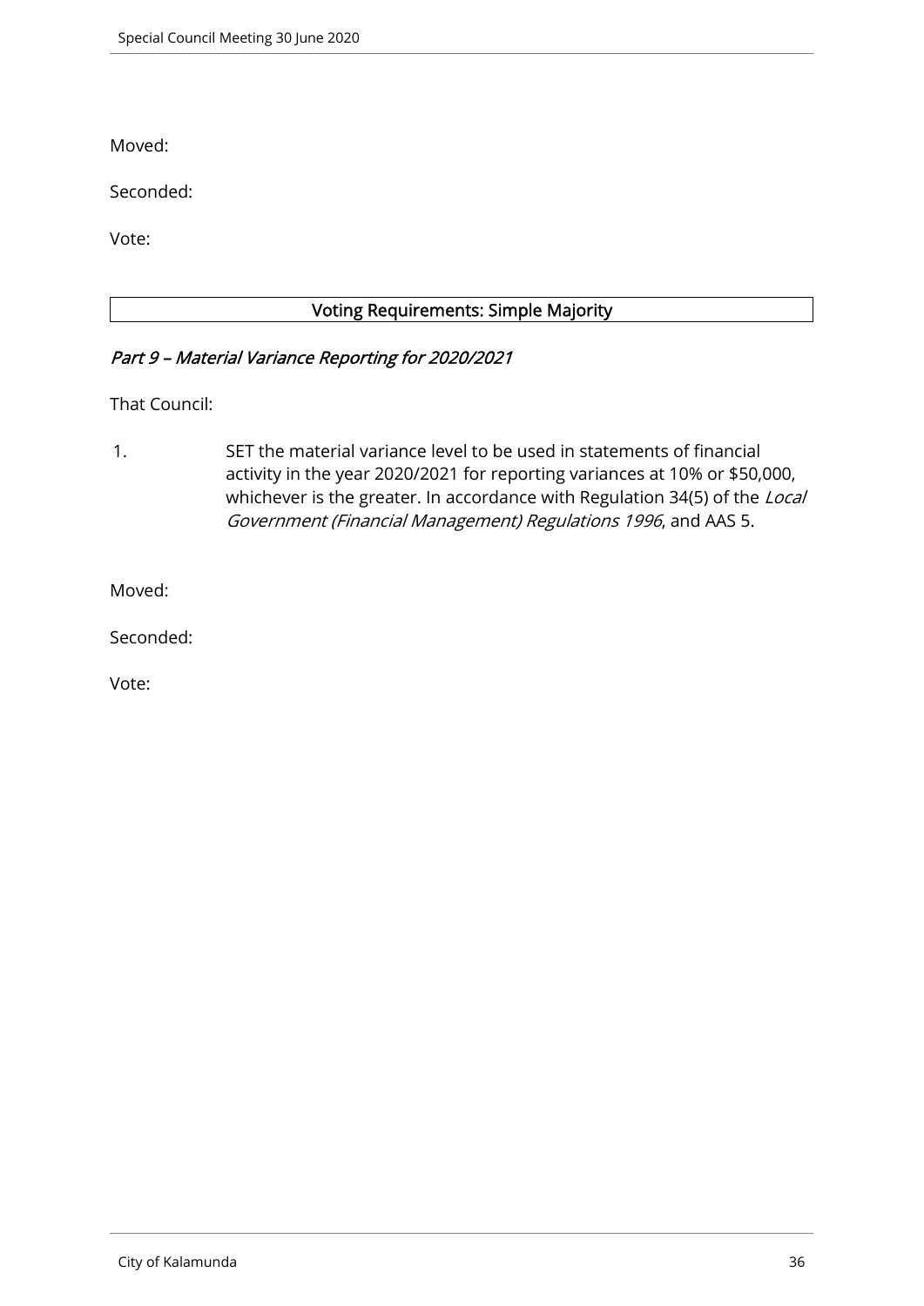Moved:

Seconded:

Vote:

**Voting Requirements: Simple Majority**

*Part 9 – Material Variance Reporting for 2020/2021*

That Council:

1. SET the material variance level to be used in statements of financial activity in the year 2020/2021 for reporting variances at 10% or $50,000, whichever is the greater. In accordance with Regulation 34(5) of the *Local Government (Financial Management) Regulations 1996*, and AAS 5.

Moved:

Seconded:

Vote: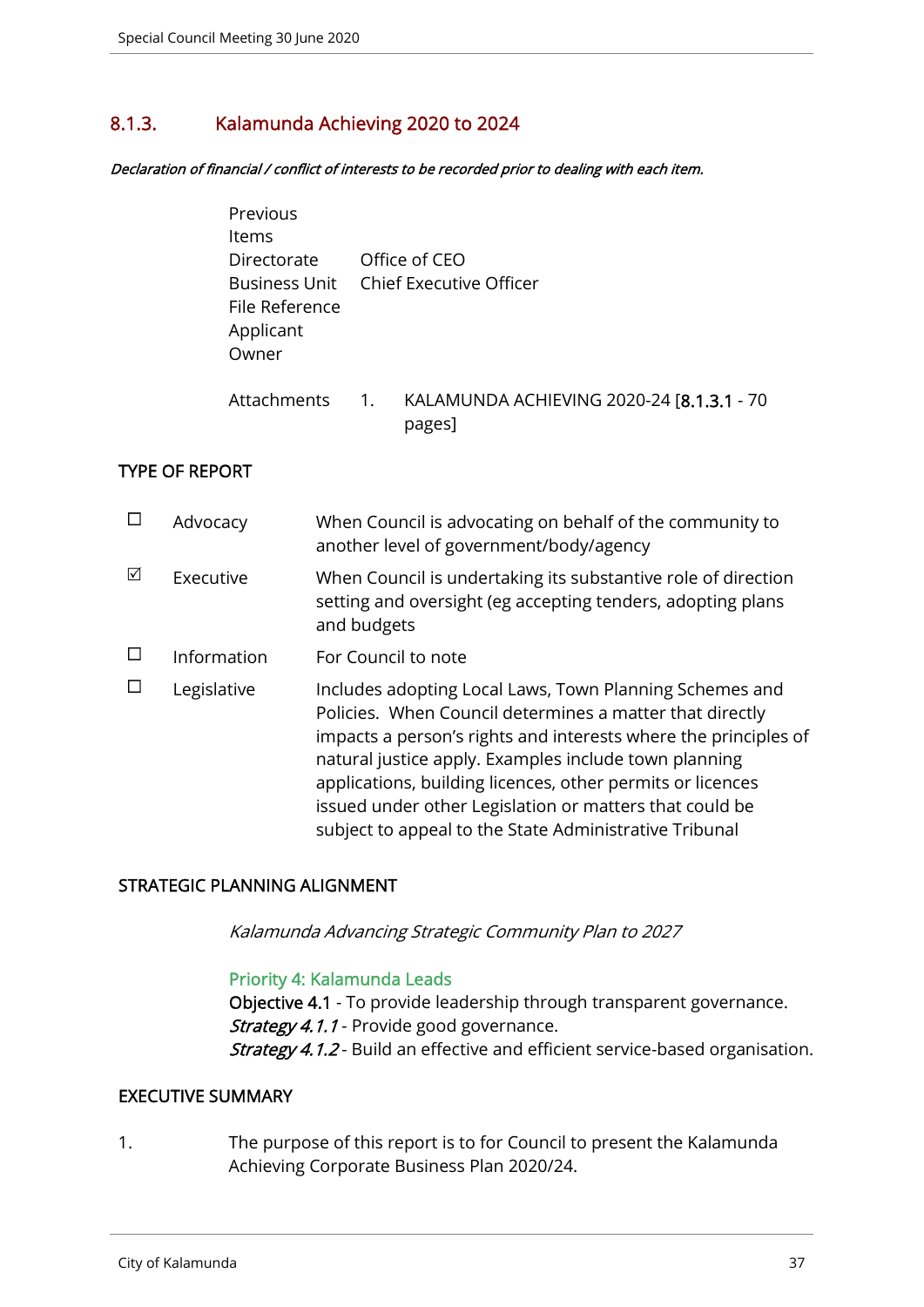## 8.1.3. Kalamunda Achieving 2020 to 2024

***Declaration of financial / conflict of interests to be recorded prior to dealing with each item.***

| | |
|---|---|
| Previous Items | |
| Directorate | Office of CEO |
| Business Unit | Chief Executive Officer |
| File Reference | |
| Applicant | |
| Owner | |

| | | |
|---|---|---|
| Attachments | 1. | KALAMUNDA ACHIEVING 2020-24 [8.1.3.1 - 70 pages] |

### TYPE OF REPORT

| | | |
|---|---|---|
| ☐ | Advocacy | When Council is advocating on behalf of the community to another level of government/body/agency |
| ☑ | Executive | When Council is undertaking its substantive role of direction setting and oversight (eg accepting tenders, adopting plans and budgets |
| ☐ | Information | For Council to note |
| ☐ | Legislative | Includes adopting Local Laws, Town Planning Schemes and Policies. When Council determines a matter that directly impacts a person's rights and interests where the principles of natural justice apply. Examples include town planning applications, building licences, other permits or licences issued under other Legislation or matters that could be subject to appeal to the State Administrative Tribunal |

### STRATEGIC PLANNING ALIGNMENT

*Kalamunda Advancing Strategic Community Plan to 2027*

Priority 4: Kalamunda Leads
**Objective 4.1** - To provide leadership through transparent governance.
***Strategy 4.1.1*** - Provide good governance.
***Strategy 4.1.2*** - Build an effective and efficient service-based organisation.

### EXECUTIVE SUMMARY

1. The purpose of this report is to for Council to present the Kalamunda Achieving Corporate Business Plan 2020/24.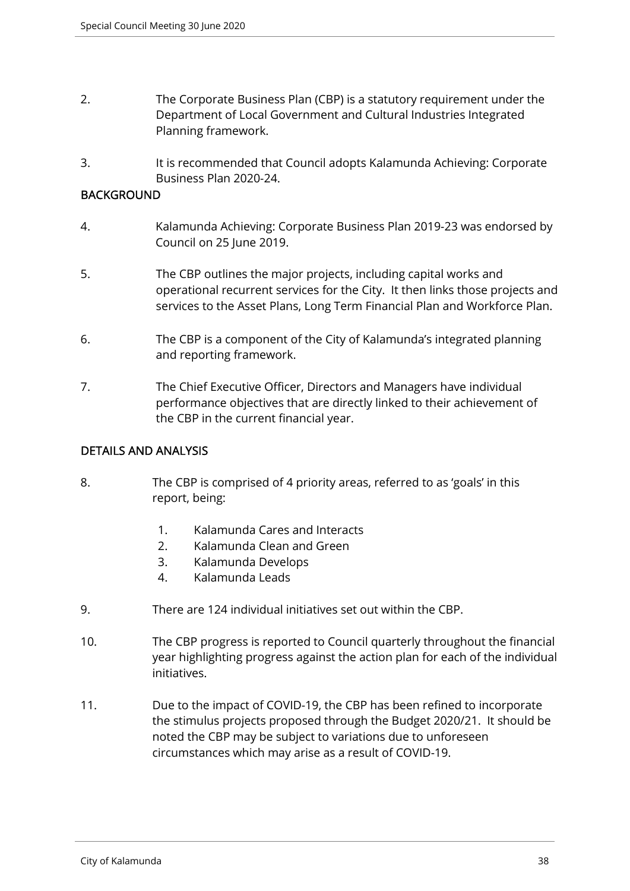2. The Corporate Business Plan (CBP) is a statutory requirement under the Department of Local Government and Cultural Industries Integrated Planning framework.

3. It is recommended that Council adopts Kalamunda Achieving: Corporate Business Plan 2020-24.

## BACKGROUND

4. Kalamunda Achieving: Corporate Business Plan 2019-23 was endorsed by Council on 25 June 2019.

5. The CBP outlines the major projects, including capital works and operational recurrent services for the City. It then links those projects and services to the Asset Plans, Long Term Financial Plan and Workforce Plan.

6. The CBP is a component of the City of Kalamunda's integrated planning and reporting framework.

7. The Chief Executive Officer, Directors and Managers have individual performance objectives that are directly linked to their achievement of the CBP in the current financial year.

## DETAILS AND ANALYSIS

8. The CBP is comprised of 4 priority areas, referred to as 'goals' in this report, being:

    1. Kalamunda Cares and Interacts
    2. Kalamunda Clean and Green
    3. Kalamunda Develops
    4. Kalamunda Leads

9. There are 124 individual initiatives set out within the CBP.

10. The CBP progress is reported to Council quarterly throughout the financial year highlighting progress against the action plan for each of the individual initiatives.

11. Due to the impact of COVID-19, the CBP has been refined to incorporate the stimulus projects proposed through the Budget 2020/21. It should be noted the CBP may be subject to variations due to unforeseen circumstances which may arise as a result of COVID-19.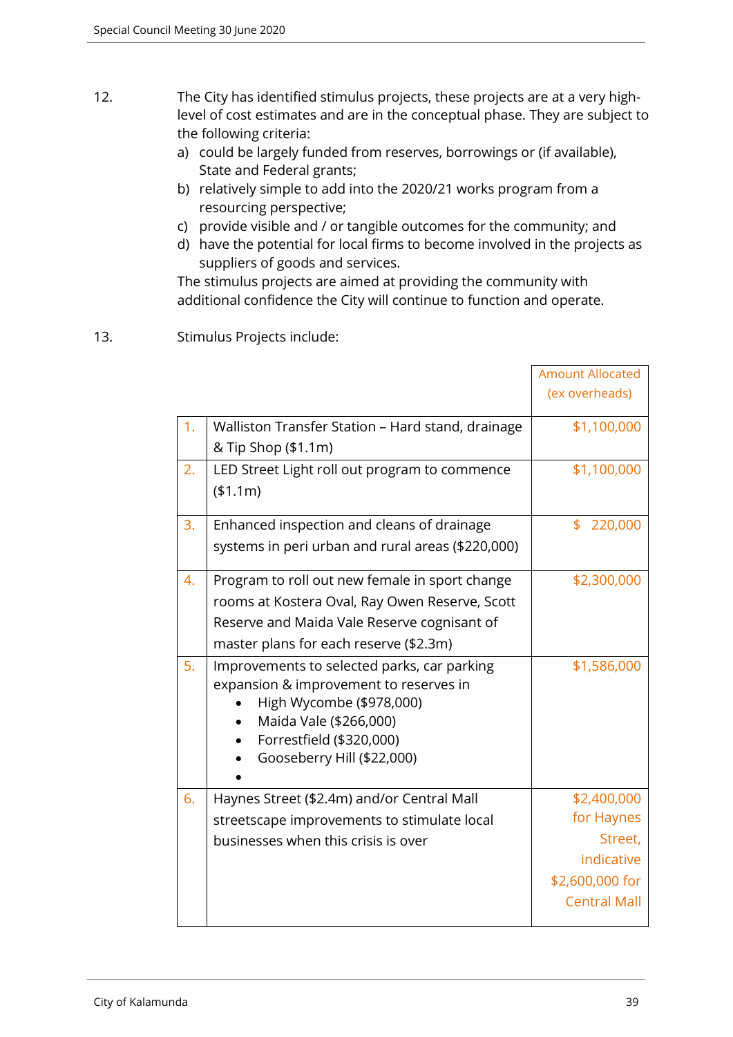12. The City has identified stimulus projects, these projects are at a very high-level of cost estimates and are in the conceptual phase. They are subject to the following criteria:
    a) could be largely funded from reserves, borrowings or (if available), State and Federal grants;
    b) relatively simple to add into the 2020/21 works program from a resourcing perspective;
    c) provide visible and / or tangible outcomes for the community; and
    d) have the potential for local firms to become involved in the projects as suppliers of goods and services.

    The stimulus projects are aimed at providing the community with additional confidence the City will continue to function and operate.

13. Stimulus Projects include:

| | | Amount Allocated (ex overheads) |
|---|---|---|
| 1. | Walliston Transfer Station – Hard stand, drainage & Tip Shop ($1.1m) | $1,100,000 |
| 2. | LED Street Light roll out program to commence ($1.1m) | $1,100,000 |
| 3. | Enhanced inspection and cleans of drainage systems in peri urban and rural areas ($220,000) | $ 220,000 |
| 4. | Program to roll out new female in sport change rooms at Kostera Oval, Ray Owen Reserve, Scott Reserve and Maida Vale Reserve cognisant of master plans for each reserve ($2.3m) | $2,300,000 |
| 5. | Improvements to selected parks, car parking expansion & improvement to reserves in<br>• High Wycombe ($978,000)<br>• Maida Vale ($266,000)<br>• Forrestfield ($320,000)<br>• Gooseberry Hill ($22,000)<br>• | $1,586,000 |
| 6. | Haynes Street ($2.4m) and/or Central Mall streetscape improvements to stimulate local businesses when this crisis is over | $2,400,000 for Haynes Street, indicative $2,600,000 for Central Mall |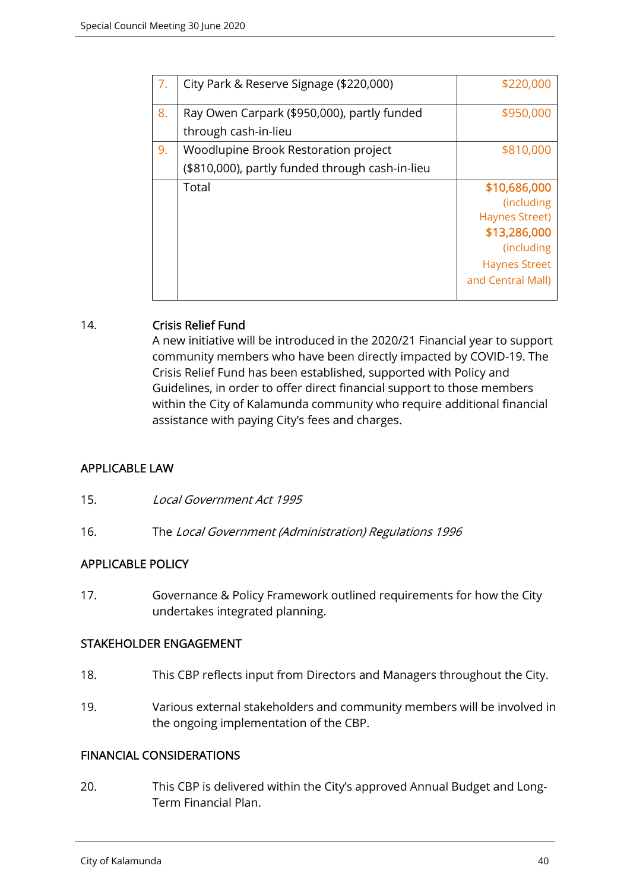| | | |
|---|---|---|
| 7. | City Park & Reserve Signage ($220,000) | $220,000 |
| 8. | Ray Owen Carpark ($950,000), partly funded through cash-in-lieu | $950,000 |
| 9. | Woodlupine Brook Restoration project ($810,000), partly funded through cash-in-lieu | $810,000 |
| | Total | **$10,686,000** (including Haynes Street) **$13,286,000** (including Haynes Street and Central Mall) |

14. **Crisis Relief Fund**
A new initiative will be introduced in the 2020/21 Financial year to support community members who have been directly impacted by COVID-19. The Crisis Relief Fund has been established, supported with Policy and Guidelines, in order to offer direct financial support to those members within the City of Kalamunda community who require additional financial assistance with paying City's fees and charges.

## APPLICABLE LAW

15. *Local Government Act 1995*

16. The *Local Government (Administration) Regulations 1996*

## APPLICABLE POLICY

17. Governance & Policy Framework outlined requirements for how the City undertakes integrated planning.

## STAKEHOLDER ENGAGEMENT

18. This CBP reflects input from Directors and Managers throughout the City.

19. Various external stakeholders and community members will be involved in the ongoing implementation of the CBP.

## FINANCIAL CONSIDERATIONS

20. This CBP is delivered within the City's approved Annual Budget and Long-Term Financial Plan.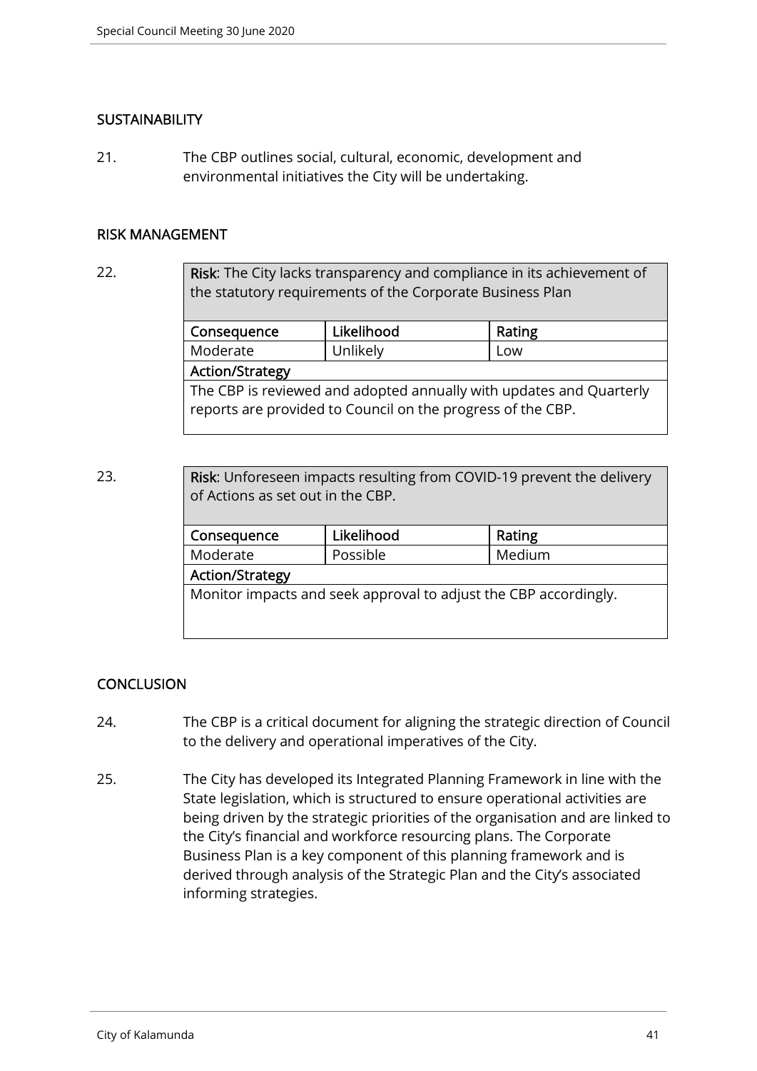## SUSTAINABILITY

21. The CBP outlines social, cultural, economic, development and environmental initiatives the City will be undertaking.

## RISK MANAGEMENT

22.

| **Risk**: The City lacks transparency and compliance in its achievement of the statutory requirements of the Corporate Business Plan | | |
|---|---|---|
| **Consequence** | **Likelihood** | **Rating** |
| Moderate | Unlikely | Low |
| **Action/Strategy** | | |
| The CBP is reviewed and adopted annually with updates and Quarterly reports are provided to Council on the progress of the CBP. | | |

23.

| **Risk**: Unforeseen impacts resulting from COVID-19 prevent the delivery of Actions as set out in the CBP. | | |
|---|---|---|
| **Consequence** | **Likelihood** | **Rating** |
| Moderate | Possible | Medium |
| **Action/Strategy** | | |
| Monitor impacts and seek approval to adjust the CBP accordingly. | | |

## CONCLUSION

24. The CBP is a critical document for aligning the strategic direction of Council to the delivery and operational imperatives of the City.

25. The City has developed its Integrated Planning Framework in line with the State legislation, which is structured to ensure operational activities are being driven by the strategic priorities of the organisation and are linked to the City's financial and workforce resourcing plans. The Corporate Business Plan is a key component of this planning framework and is derived through analysis of the Strategic Plan and the City's associated informing strategies.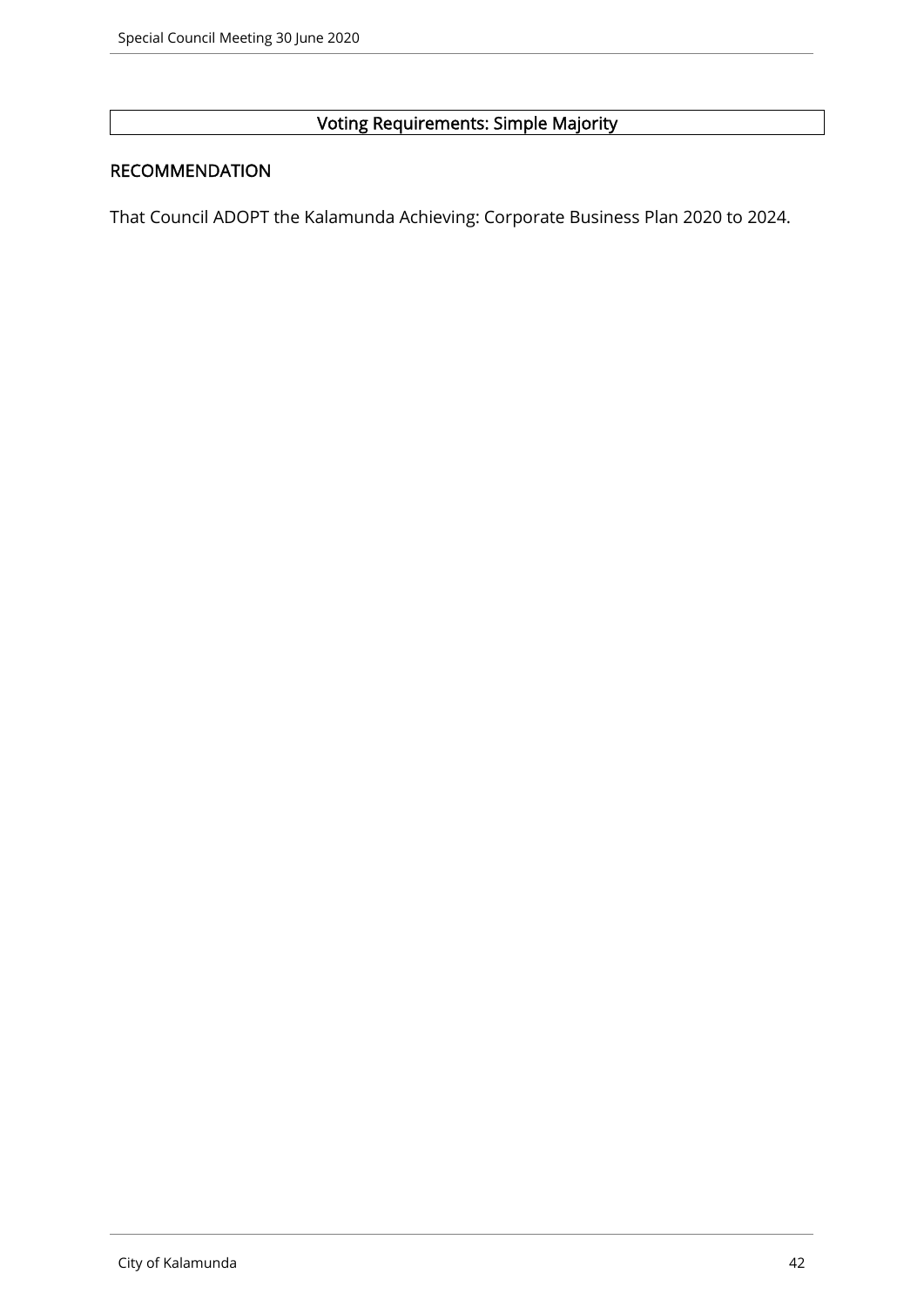| Voting Requirements: Simple Majority |
| --- |

## RECOMMENDATION

That Council ADOPT the Kalamunda Achieving: Corporate Business Plan 2020 to 2024.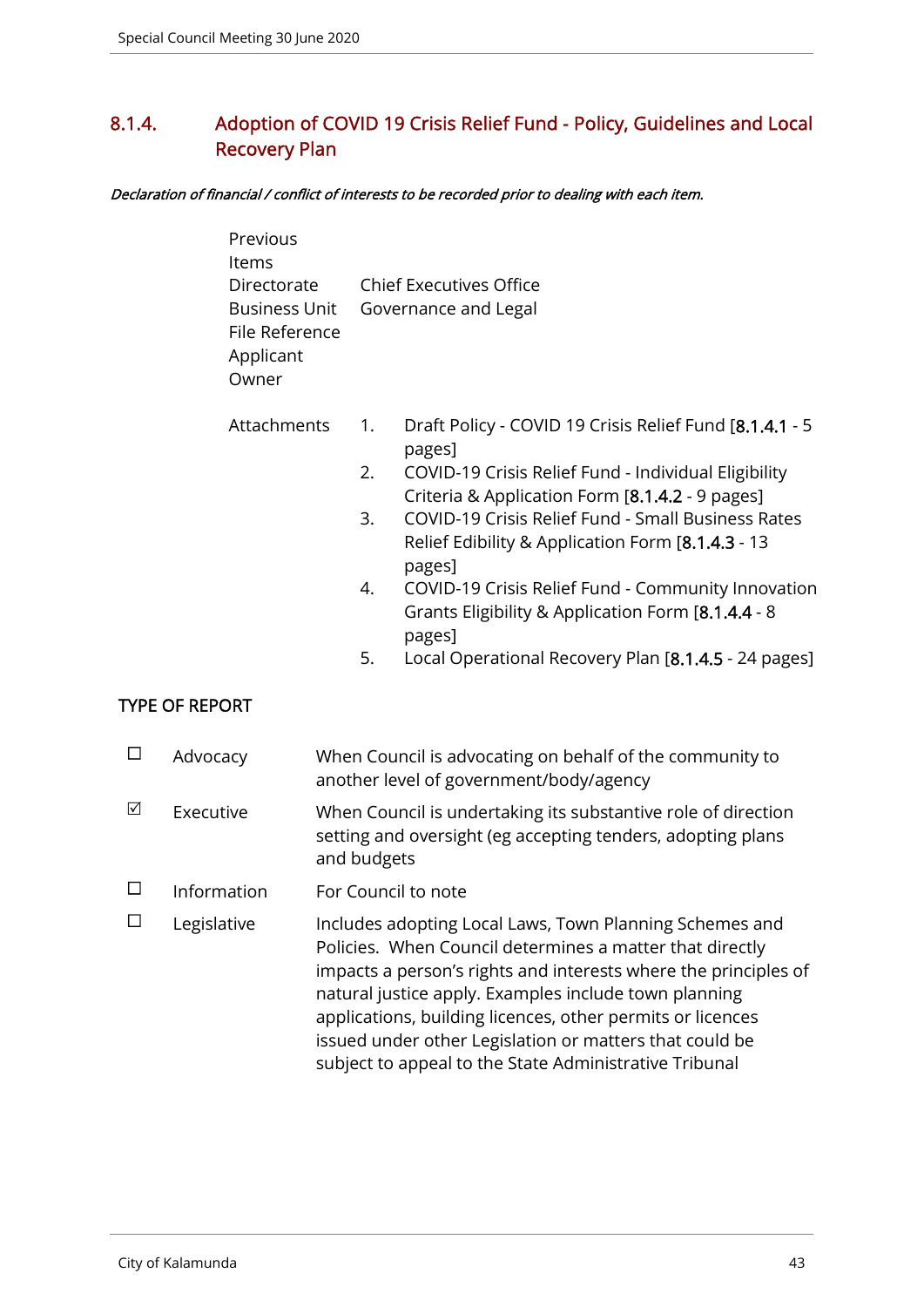## 8.1.4. Adoption of COVID 19 Crisis Relief Fund - Policy, Guidelines and Local Recovery Plan

***Declaration of financial / conflict of interests to be recorded prior to dealing with each item.***

| | |
|---|---|
| Previous Items | |
| Directorate | Chief Executives Office |
| Business Unit | Governance and Legal |
| File Reference | |
| Applicant | |
| Owner | |

Attachments

1. Draft Policy - COVID 19 Crisis Relief Fund [8.1.4.1 - 5 pages]
2. COVID-19 Crisis Relief Fund - Individual Eligibility Criteria & Application Form [8.1.4.2 - 9 pages]
3. COVID-19 Crisis Relief Fund - Small Business Rates Relief Edibility & Application Form [8.1.4.3 - 13 pages]
4. COVID-19 Crisis Relief Fund - Community Innovation Grants Eligibility & Application Form [8.1.4.4 - 8 pages]
5. Local Operational Recovery Plan [8.1.4.5 - 24 pages]

### TYPE OF REPORT

| | | |
|---|---|---|
| ☐ | Advocacy | When Council is advocating on behalf of the community to another level of government/body/agency |
| ☑ | Executive | When Council is undertaking its substantive role of direction setting and oversight (eg accepting tenders, adopting plans and budgets |
| ☐ | Information | For Council to note |
| ☐ | Legislative | Includes adopting Local Laws, Town Planning Schemes and Policies. When Council determines a matter that directly impacts a person's rights and interests where the principles of natural justice apply. Examples include town planning applications, building licences, other permits or licences issued under other Legislation or matters that could be subject to appeal to the State Administrative Tribunal |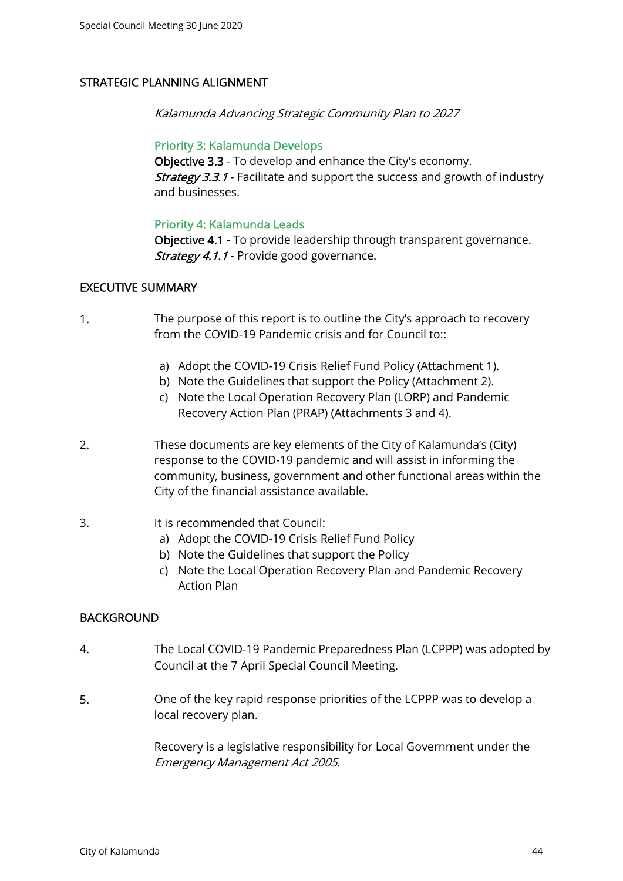## STRATEGIC PLANNING ALIGNMENT

*Kalamunda Advancing Strategic Community Plan to 2027*

**Priority 3: Kalamunda Develops**
**Objective 3.3** - To develop and enhance the City's economy.
***Strategy 3.3.1*** - Facilitate and support the success and growth of industry and businesses.

**Priority 4: Kalamunda Leads**
**Objective 4.1** - To provide leadership through transparent governance.
***Strategy 4.1.1*** - Provide good governance.

## EXECUTIVE SUMMARY

1. The purpose of this report is to outline the City's approach to recovery from the COVID-19 Pandemic crisis and for Council to::

   a) Adopt the COVID-19 Crisis Relief Fund Policy (Attachment 1).
   b) Note the Guidelines that support the Policy (Attachment 2).
   c) Note the Local Operation Recovery Plan (LORP) and Pandemic Recovery Action Plan (PRAP) (Attachments 3 and 4).

2. These documents are key elements of the City of Kalamunda's (City) response to the COVID-19 pandemic and will assist in informing the community, business, government and other functional areas within the City of the financial assistance available.

3. It is recommended that Council:
   a) Adopt the COVID-19 Crisis Relief Fund Policy
   b) Note the Guidelines that support the Policy
   c) Note the Local Operation Recovery Plan and Pandemic Recovery Action Plan

## BACKGROUND

4. The Local COVID-19 Pandemic Preparedness Plan (LCPPP) was adopted by Council at the 7 April Special Council Meeting.

5. One of the key rapid response priorities of the LCPPP was to develop a local recovery plan.

   Recovery is a legislative responsibility for Local Government under the *Emergency Management Act 2005.*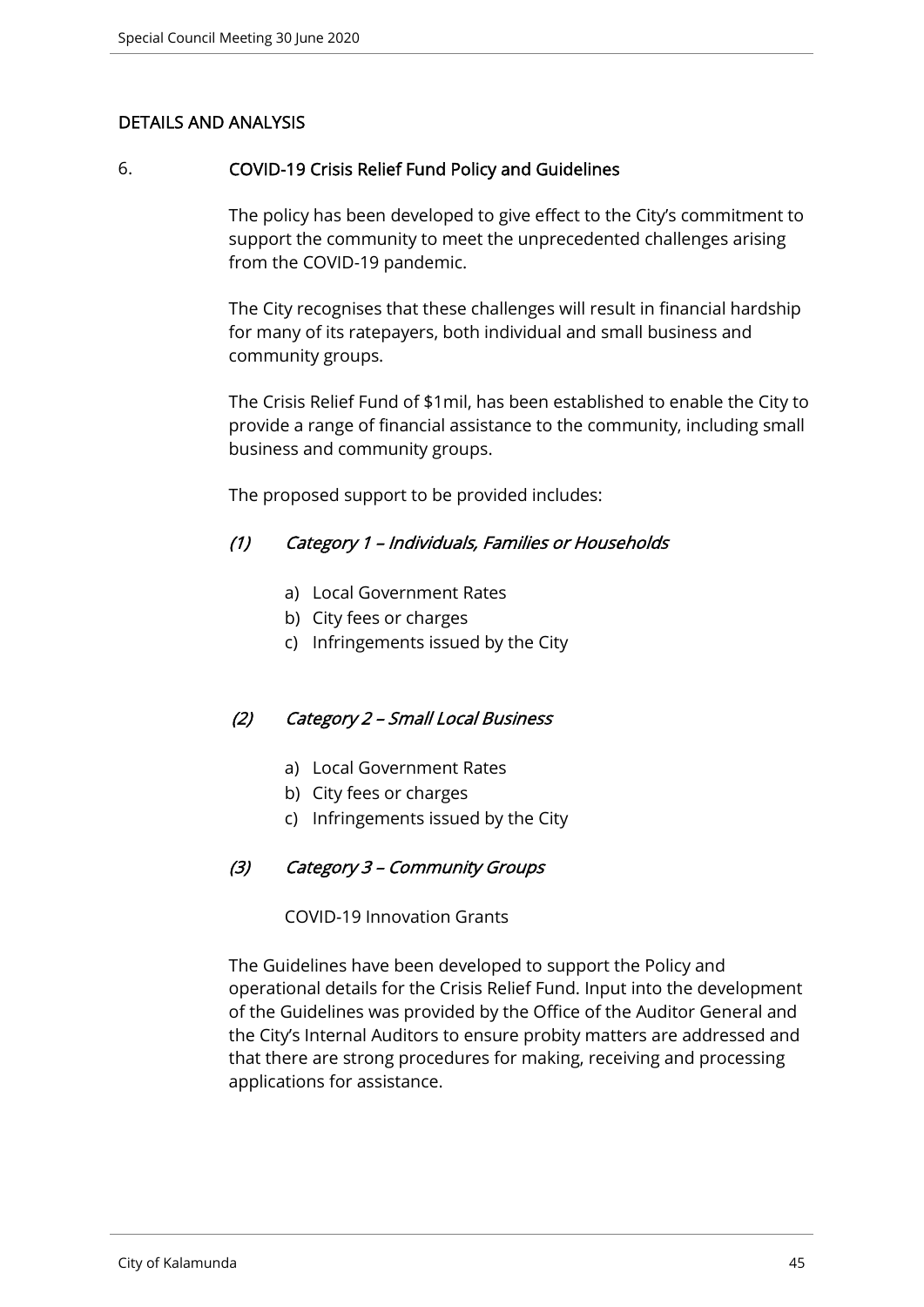## DETAILS AND ANALYSIS

### 6. COVID-19 Crisis Relief Fund Policy and Guidelines

The policy has been developed to give effect to the City's commitment to support the community to meet the unprecedented challenges arising from the COVID-19 pandemic.

The City recognises that these challenges will result in financial hardship for many of its ratepayers, both individual and small business and community groups.

The Crisis Relief Fund of $1mil, has been established to enable the City to provide a range of financial assistance to the community, including small business and community groups.

The proposed support to be provided includes:

*(1) Category 1 – Individuals, Families or Households*

a) Local Government Rates
b) City fees or charges
c) Infringements issued by the City

*(2) Category 2 – Small Local Business*

a) Local Government Rates
b) City fees or charges
c) Infringements issued by the City

*(3) Category 3 – Community Groups*

COVID-19 Innovation Grants

The Guidelines have been developed to support the Policy and operational details for the Crisis Relief Fund. Input into the development of the Guidelines was provided by the Office of the Auditor General and the City's Internal Auditors to ensure probity matters are addressed and that there are strong procedures for making, receiving and processing applications for assistance.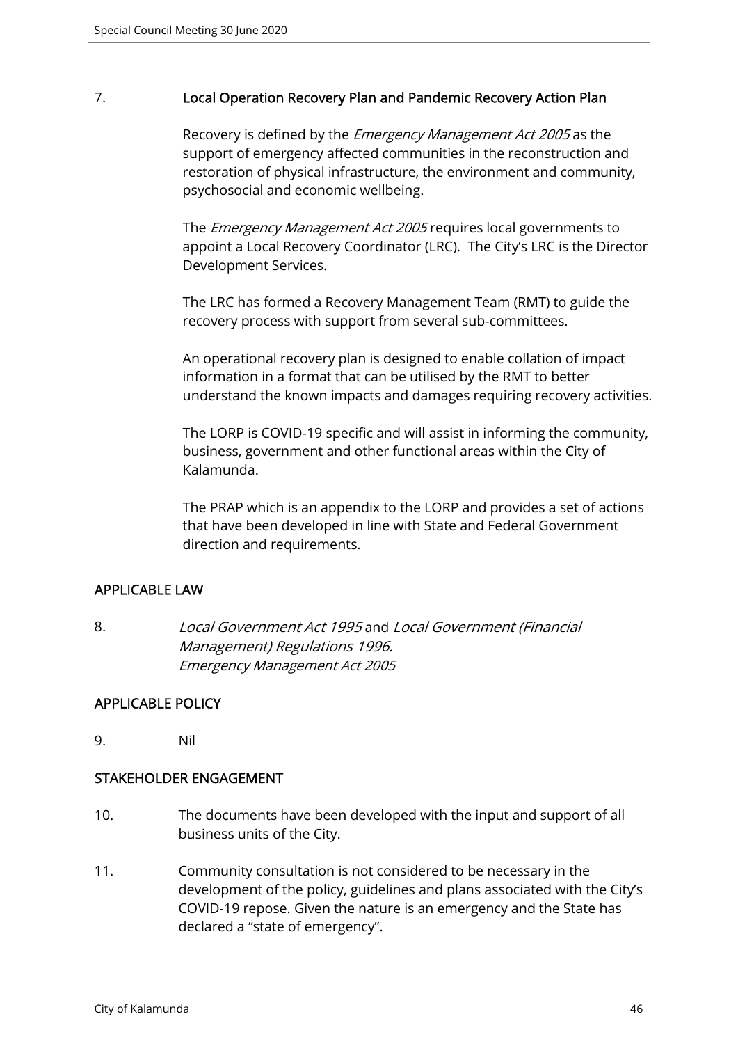7. **Local Operation Recovery Plan and Pandemic Recovery Action Plan**

Recovery is defined by the *Emergency Management Act 2005* as the support of emergency affected communities in the reconstruction and restoration of physical infrastructure, the environment and community, psychosocial and economic wellbeing.

The *Emergency Management Act 2005* requires local governments to appoint a Local Recovery Coordinator (LRC). The City's LRC is the Director Development Services.

The LRC has formed a Recovery Management Team (RMT) to guide the recovery process with support from several sub-committees.

An operational recovery plan is designed to enable collation of impact information in a format that can be utilised by the RMT to better understand the known impacts and damages requiring recovery activities.

The LORP is COVID-19 specific and will assist in informing the community, business, government and other functional areas within the City of Kalamunda.

The PRAP which is an appendix to the LORP and provides a set of actions that have been developed in line with State and Federal Government direction and requirements.

## APPLICABLE LAW

8. *Local Government Act 1995* and *Local Government (Financial Management) Regulations 1996.*
*Emergency Management Act 2005*

## APPLICABLE POLICY

9. Nil

## STAKEHOLDER ENGAGEMENT

10. The documents have been developed with the input and support of all business units of the City.

11. Community consultation is not considered to be necessary in the development of the policy, guidelines and plans associated with the City's COVID-19 repose. Given the nature is an emergency and the State has declared a "state of emergency".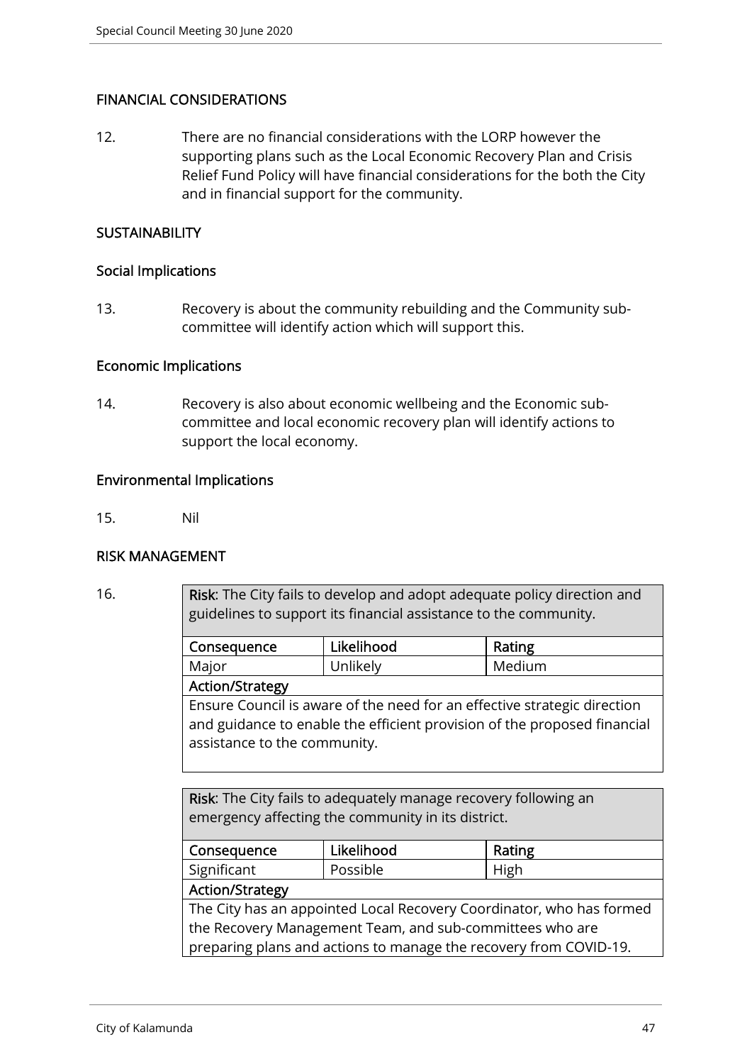## FINANCIAL CONSIDERATIONS

12. There are no financial considerations with the LORP however the supporting plans such as the Local Economic Recovery Plan and Crisis Relief Fund Policy will have financial considerations for the both the City and in financial support for the community.

## SUSTAINABILITY

### Social Implications

13. Recovery is about the community rebuilding and the Community sub-committee will identify action which will support this.

### Economic Implications

14. Recovery is also about economic wellbeing and the Economic sub-committee and local economic recovery plan will identify actions to support the local economy.

### Environmental Implications

15. Nil

## RISK MANAGEMENT

16.

| **Risk**: The City fails to develop and adopt adequate policy direction and guidelines to support its financial assistance to the community. | | |
|---|---|---|
| **Consequence** | **Likelihood** | **Rating** |
| Major | Unlikely | Medium |
| **Action/Strategy** | | |
| Ensure Council is aware of the need for an effective strategic direction and guidance to enable the efficient provision of the proposed financial assistance to the community. | | |

| **Risk**: The City fails to adequately manage recovery following an emergency affecting the community in its district. | | |
|---|---|---|
| **Consequence** | **Likelihood** | **Rating** |
| Significant | Possible | High |
| **Action/Strategy** | | |
| The City has an appointed Local Recovery Coordinator, who has formed the Recovery Management Team, and sub-committees who are preparing plans and actions to manage the recovery from COVID-19. | | |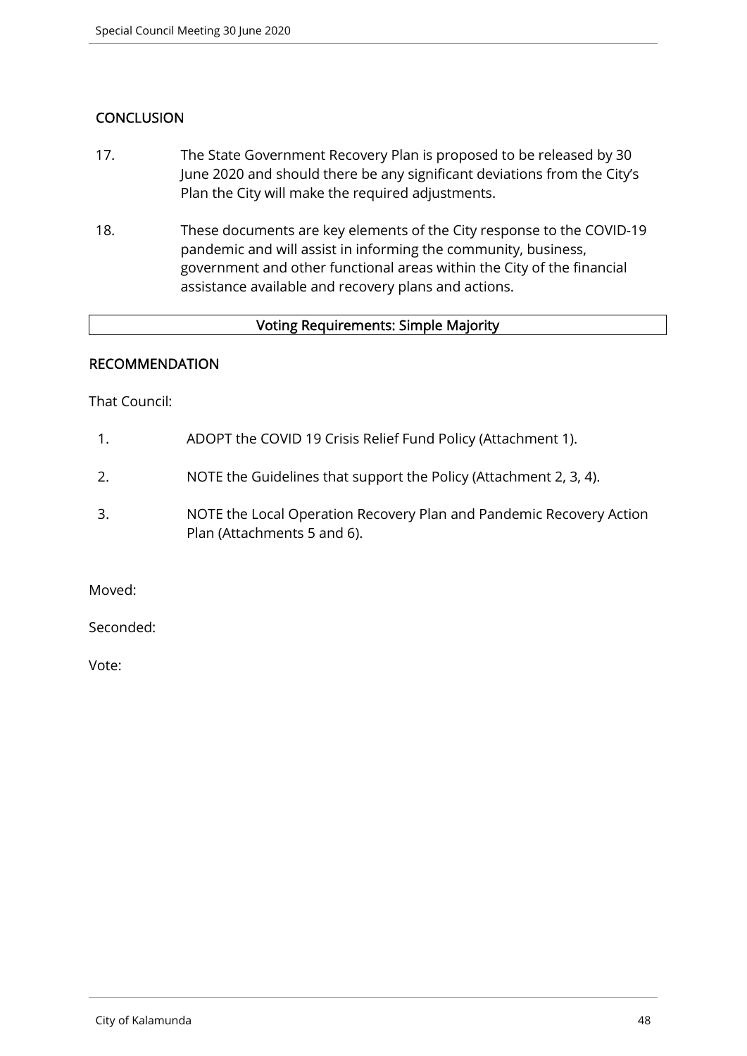## CONCLUSION

17. The State Government Recovery Plan is proposed to be released by 30 June 2020 and should there be any significant deviations from the City's Plan the City will make the required adjustments.

18. These documents are key elements of the City response to the COVID-19 pandemic and will assist in informing the community, business, government and other functional areas within the City of the financial assistance available and recovery plans and actions.

| Voting Requirements: Simple Majority |
| --- |

## RECOMMENDATION

That Council:

1. ADOPT the COVID 19 Crisis Relief Fund Policy (Attachment 1).
2. NOTE the Guidelines that support the Policy (Attachment 2, 3, 4).
3. NOTE the Local Operation Recovery Plan and Pandemic Recovery Action Plan (Attachments 5 and 6).

Moved:

Seconded:

Vote: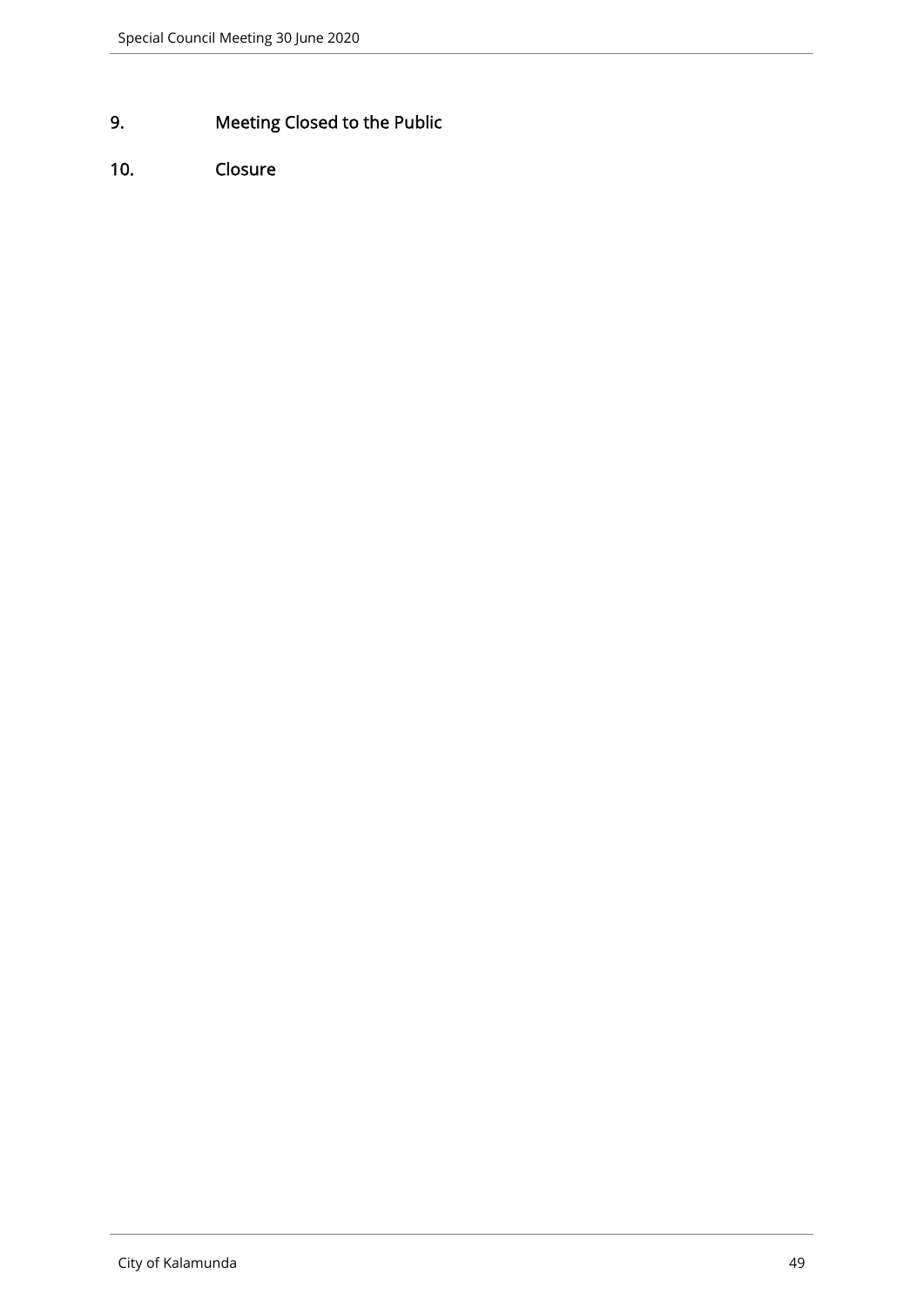## 9. Meeting Closed to the Public

## 10. Closure